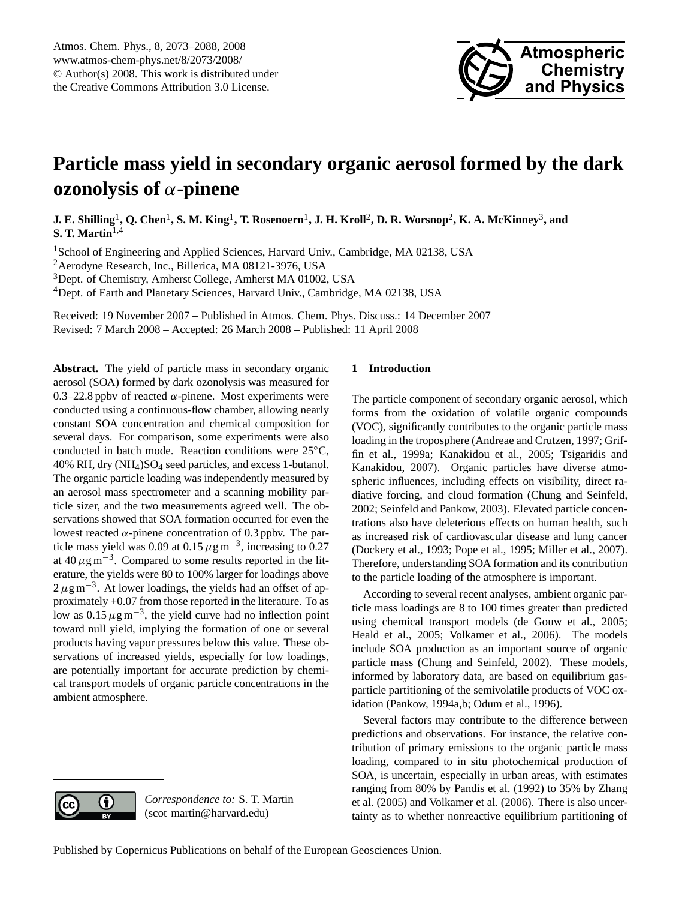# Particle mass yield in secondary organic aerosol formed by the dark ozonolysis of $\alpha$-pinene

**J. E. Shilling[1], Q. Chen[1], S. M. King[1], T. Rosenoern[1], J. H. Kroll[2], D. R. Worsnop[2], K. A. McKinney[3], and S. T. Martin[1,4]**

[1]School of Engineering and Applied Sciences, Harvard Univ., Cambridge, MA 02138, USA
[2]Aerodyne Research, Inc., Billerica, MA 08121-3976, USA
[3]Dept. of Chemistry, Amherst College, Amherst MA 01002, USA
[4]Dept. of Earth and Planetary Sciences, Harvard Univ., Cambridge, MA 02138, USA

Received: 19 November 2007 – Published in Atmos. Chem. Phys. Discuss.: 14 December 2007
Revised: 7 March 2008 – Accepted: 26 March 2008 – Published: 11 April 2008

**Abstract.** The yield of particle mass in secondary organic aerosol (SOA) formed by dark ozonolysis was measured for 0.3–22.8 ppbv of reacted $\alpha$-pinene. Most experiments were conducted using a continuous-flow chamber, allowing nearly constant SOA concentration and chemical composition for several days. For comparison, some experiments were also conducted in batch mode. Reaction conditions were 25°C, 40% RH, dry $(NH_4)SO_4$ seed particles, and excess 1-butanol. The organic particle loading was independently measured by an aerosol mass spectrometer and a scanning mobility particle sizer, and the two measurements agreed well. The observations showed that SOA formation occurred for even the lowest reacted $\alpha$-pinene concentration of 0.3 ppbv. The particle mass yield was 0.09 at 0.15 $\mu$g m$^{-3}$, increasing to 0.27 at 40 $\mu$g m$^{-3}$. Compared to some results reported in the literature, the yields were 80 to 100% larger for loadings above 2 $\mu$g m$^{-3}$. At lower loadings, the yields had an offset of approximately +0.07 from those reported in the literature. To as low as 0.15 $\mu$g m$^{-3}$, the yield curve had no inflection point toward null yield, implying the formation of one or several products having vapor pressures below this value. These observations of increased yields, especially for low loadings, are potentially important for accurate prediction by chemical transport models of organic particle concentrations in the ambient atmosphere.

*Correspondence to:* S. T. Martin
(scot_martin@harvard.edu)

## 1 Introduction

The particle component of secondary organic aerosol, which forms from the oxidation of volatile organic compounds (VOC), significantly contributes to the organic particle mass loading in the troposphere (Andreae and Crutzen, 1997; Griffin et al., 1999a; Kanakidou et al., 2005; Tsigaridis and Kanakidou, 2007). Organic particles have diverse atmospheric influences, including effects on visibility, direct radiative forcing, and cloud formation (Chung and Seinfeld, 2002; Seinfeld and Pankow, 2003). Elevated particle concentrations also have deleterious effects on human health, such as increased risk of cardiovascular disease and lung cancer (Dockery et al., 1993; Pope et al., 1995; Miller et al., 2007). Therefore, understanding SOA formation and its contribution to the particle loading of the atmosphere is important.

According to several recent analyses, ambient organic particle mass loadings are 8 to 100 times greater than predicted using chemical transport models (de Gouw et al., 2005; Heald et al., 2005; Volkamer et al., 2006). The models include SOA production as an important source of organic particle mass (Chung and Seinfeld, 2002). These models, informed by laboratory data, are based on equilibrium gas-particle partitioning of the semivolatile products of VOC oxidation (Pankow, 1994a,b; Odum et al., 1996).

Several factors may contribute to the difference between predictions and observations. For instance, the relative contribution of primary emissions to the organic particle mass loading, compared to in situ photochemical production of SOA, is uncertain, especially in urban areas, with estimates ranging from 80% by Pandis et al. (1992) to 35% by Zhang et al. (2005) and Volkamer et al. (2006). There is also uncertainty as to whether nonreactive equilibrium partitioning of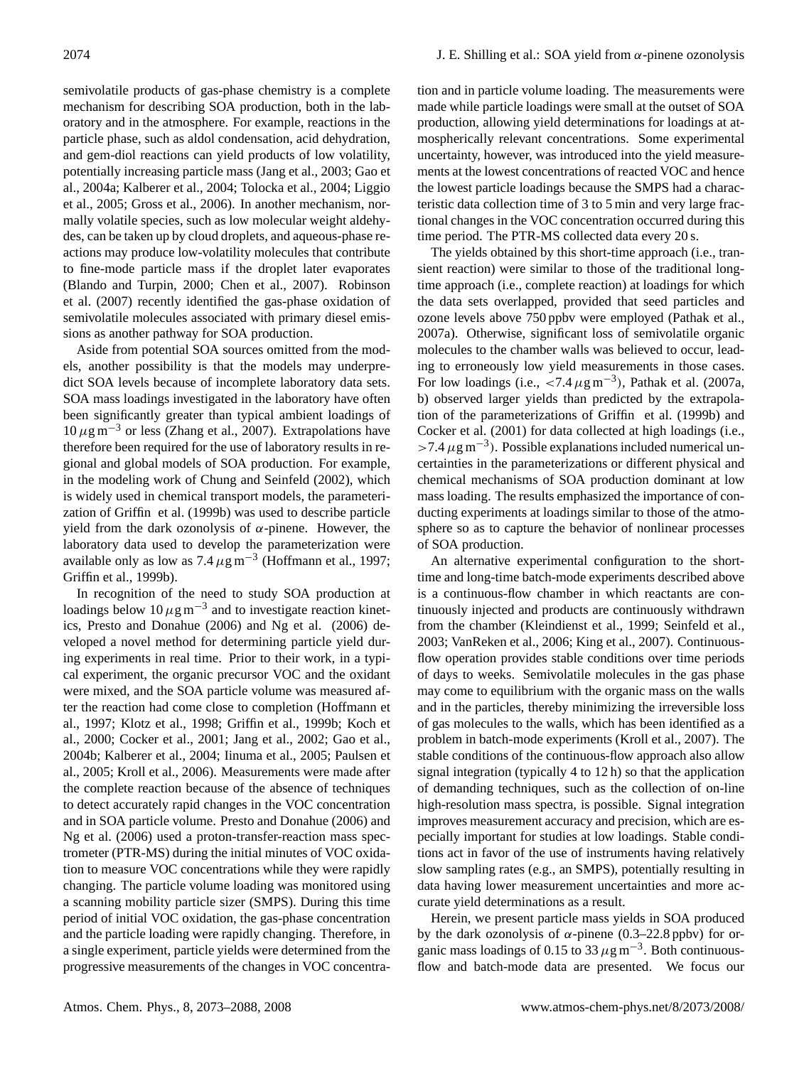semivolatile products of gas-phase chemistry is a complete mechanism for describing SOA production, both in the laboratory and in the atmosphere. For example, reactions in the particle phase, such as aldol condensation, acid dehydration, and gem-diol reactions can yield products of low volatility, potentially increasing particle mass (Jang et al., 2003; Gao et al., 2004a; Kalberer et al., 2004; Tolocka et al., 2004; Liggio et al., 2005; Gross et al., 2006). In another mechanism, normally volatile species, such as low molecular weight aldehydes, can be taken up by cloud droplets, and aqueous-phase reactions may produce low-volatility molecules that contribute to fine-mode particle mass if the droplet later evaporates (Blando and Turpin, 2000; Chen et al., 2007). Robinson et al. (2007) recently identified the gas-phase oxidation of semivolatile molecules associated with primary diesel emissions as another pathway for SOA production.

Aside from potential SOA sources omitted from the models, another possibility is that the models may underpredict SOA levels because of incomplete laboratory data sets. SOA mass loadings investigated in the laboratory have often been significantly greater than typical ambient loadings of $10\,\mu\mathrm{g\,m}^{-3}$ or less (Zhang et al., 2007). Extrapolations have therefore been required for the use of laboratory results in regional and global models of SOA production. For example, in the modeling work of Chung and Seinfeld (2002), which is widely used in chemical transport models, the parameterization of Griffin et al. (1999b) was used to describe particle yield from the dark ozonolysis of $\alpha$-pinene. However, the laboratory data used to develop the parameterization were available only as low as $7.4\,\mu\mathrm{g\,m}^{-3}$ (Hoffmann et al., 1997; Griffin et al., 1999b).

In recognition of the need to study SOA production at loadings below $10\,\mu\mathrm{g\,m}^{-3}$ and to investigate reaction kinetics, Presto and Donahue (2006) and Ng et al. (2006) developed a novel method for determining particle yield during experiments in real time. Prior to their work, in a typical experiment, the organic precursor VOC and the oxidant were mixed, and the SOA particle volume was measured after the reaction had come close to completion (Hoffmann et al., 1997; Klotz et al., 1998; Griffin et al., 1999b; Koch et al., 2000; Cocker et al., 2001; Jang et al., 2002; Gao et al., 2004b; Kalberer et al., 2004; Iinuma et al., 2005; Paulsen et al., 2005; Kroll et al., 2006). Measurements were made after the complete reaction because of the absence of techniques to detect accurately rapid changes in the VOC concentration and in SOA particle volume. Presto and Donahue (2006) and Ng et al. (2006) used a proton-transfer-reaction mass spectrometer (PTR-MS) during the initial minutes of VOC oxidation to measure VOC concentrations while they were rapidly changing. The particle volume loading was monitored using a scanning mobility particle sizer (SMPS). During this time period of initial VOC oxidation, the gas-phase concentration and the particle loading were rapidly changing. Therefore, in a single experiment, particle yields were determined from the progressive measurements of the changes in VOC concentration and in particle volume loading. The measurements were made while particle loadings were small at the outset of SOA production, allowing yield determinations for loadings at atmospherically relevant concentrations. Some experimental uncertainty, however, was introduced into the yield measurements at the lowest concentrations of reacted VOC and hence the lowest particle loadings because the SMPS had a characteristic data collection time of 3 to 5 min and very large fractional changes in the VOC concentration occurred during this time period. The PTR-MS collected data every 20 s.

The yields obtained by this short-time approach (i.e., transient reaction) were similar to those of the traditional long-time approach (i.e., complete reaction) at loadings for which the data sets overlapped, provided that seed particles and ozone levels above 750 ppbv were employed (Pathak et al., 2007a). Otherwise, significant loss of semivolatile organic molecules to the chamber walls was believed to occur, leading to erroneously low yield measurements in those cases. For low loadings (i.e., $<7.4\,\mu\mathrm{g\,m}^{-3}$), Pathak et al. (2007a, b) observed larger yields than predicted by the extrapolation of the parameterizations of Griffin et al. (1999b) and Cocker et al. (2001) for data collected at high loadings (i.e., $>7.4\,\mu\mathrm{g\,m}^{-3}$). Possible explanations included numerical uncertainties in the parameterizations or different physical and chemical mechanisms of SOA production dominant at low mass loading. The results emphasized the importance of conducting experiments at loadings similar to those of the atmosphere so as to capture the behavior of nonlinear processes of SOA production.

An alternative experimental configuration to the short-time and long-time batch-mode experiments described above is a continuous-flow chamber in which reactants are continuously injected and products are continuously withdrawn from the chamber (Kleindienst et al., 1999; Seinfeld et al., 2003; VanReken et al., 2006; King et al., 2007). Continuous-flow operation provides stable conditions over time periods of days to weeks. Semivolatile molecules in the gas phase may come to equilibrium with the organic mass on the walls and in the particles, thereby minimizing the irreversible loss of gas molecules to the walls, which has been identified as a problem in batch-mode experiments (Kroll et al., 2007). The stable conditions of the continuous-flow approach also allow signal integration (typically 4 to 12 h) so that the application of demanding techniques, such as the collection of on-line high-resolution mass spectra, is possible. Signal integration improves measurement accuracy and precision, which are especially important for studies at low loadings. Stable conditions act in favor of the use of instruments having relatively slow sampling rates (e.g., an SMPS), potentially resulting in data having lower measurement uncertainties and more accurate yield determinations as a result.

Herein, we present particle mass yields in SOA produced by the dark ozonolysis of $\alpha$-pinene (0.3–22.8 ppbv) for organic mass loadings of 0.15 to $33\,\mu\mathrm{g\,m}^{-3}$. Both continuous-flow and batch-mode data are presented. We focus our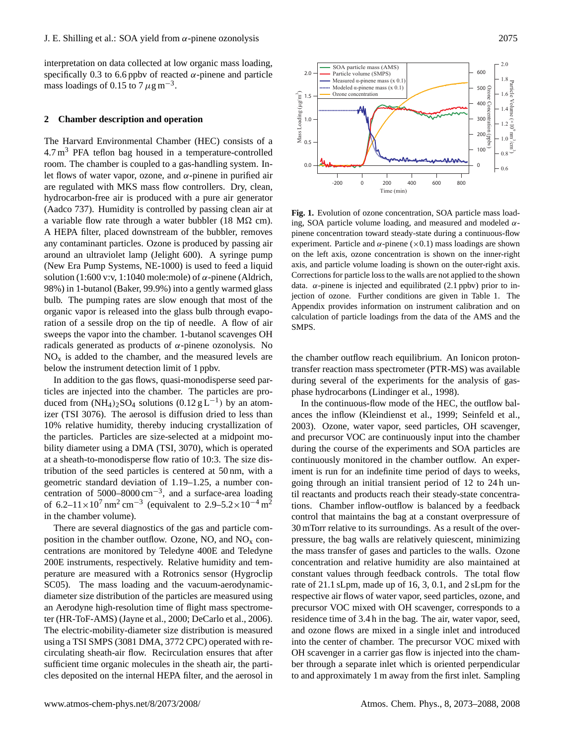interpretation on data collected at low organic mass loading, specifically 0.3 to 6.6 ppbv of reacted $\alpha$-pinene and particle mass loadings of 0.15 to 7 $\mu g\, m^{-3}$.

## 2 Chamber description and operation

The Harvard Environmental Chamber (HEC) consists of a 4.7 $m^3$ PFA teflon bag housed in a temperature-controlled room. The chamber is coupled to a gas-handling system. Inlet flows of water vapor, ozone, and $\alpha$-pinene in purified air are regulated with MKS mass flow controllers. Dry, clean, hydrocarbon-free air is produced with a pure air generator (Aadco 737). Humidity is controlled by passing clean air at a variable flow rate through a water bubbler (18 M$\Omega$ cm). A HEPA filter, placed downstream of the bubbler, removes any contaminant particles. Ozone is produced by passing air around an ultraviolet lamp (Jelight 600). A syringe pump (New Era Pump Systems, NE-1000) is used to feed a liquid solution (1:600 v:v, 1:1040 mole:mole) of $\alpha$-pinene (Aldrich, 98%) in 1-butanol (Baker, 99.9%) into a gently warmed glass bulb. The pumping rates are slow enough that most of the organic vapor is released into the glass bulb through evaporation of a sessile drop on the tip of needle. A flow of air sweeps the vapor into the chamber. 1-butanol scavenges OH radicals generated as products of $\alpha$-pinene ozonolysis. No $NO_x$ is added to the chamber, and the measured levels are below the instrument detection limit of 1 ppbv.

In addition to the gas flows, quasi-monodisperse seed particles are injected into the chamber. The particles are produced from $(NH_4)_2SO_4$ solutions (0.12 $g\, L^{-1}$) by an atomizer (TSI 3076). The aerosol is diffusion dried to less than 10% relative humidity, thereby inducing crystallization of the particles. Particles are size-selected at a midpoint mobility diameter using a DMA (TSI, 3070), which is operated at a sheath-to-monodisperse flow ratio of 10:3. The size distribution of the seed particles is centered at 50 nm, with a geometric standard deviation of 1.19–1.25, a number concentration of 5000–8000 $cm^{-3}$, and a surface-area loading of 6.2–$11\times10^7$ $nm^2\, cm^{-3}$ (equivalent to 2.9–$5.2\times10^{-4}$ $m^2$ in the chamber volume).

There are several diagnostics of the gas and particle composition in the chamber outflow. Ozone, NO, and $NO_x$ concentrations are monitored by Teledyne 400E and Teledyne 200E instruments, respectively. Relative humidity and temperature are measured with a Rotronics sensor (Hygroclip SC05). The mass loading and the vacuum-aerodynamic-diameter size distribution of the particles are measured using an Aerodyne high-resolution time of flight mass spectrometer (HR-ToF-AMS) (Jayne et al., 2000; DeCarlo et al., 2006). The electric-mobility-diameter size distribution is measured using a TSI SMPS (3081 DMA, 3772 CPC) operated with recirculating sheath-air flow. Recirculation ensures that after sufficient time organic molecules in the sheath air, the particles deposited on the internal HEPA filter, and the aerosol in the chamber outflow reach equilibrium. An Ionicon proton-transfer reaction mass spectrometer (PTR-MS) was available during several of the experiments for the analysis of gas-phase hydrocarbons (Lindinger et al., 1998).

**Fig. 1.** Evolution of ozone concentration, SOA particle mass loading, SOA particle volume loading, and measured and modeled $\alpha$-pinene concentration toward steady-state during a continuous-flow experiment. Particle and $\alpha$-pinene ($\times$0.1) mass loadings are shown on the left axis, ozone concentration is shown on the inner-right axis, and particle volume loading is shown on the outer-right axis. Corrections for particle loss to the walls are not applied to the shown data. $\alpha$-pinene is injected and equilibrated (2.1 ppbv) prior to injection of ozone. Further conditions are given in Table 1. The Appendix provides information on instrument calibration and on calculation of particle loadings from the data of the AMS and the SMPS.

In the continuous-flow mode of the HEC, the outflow balances the inflow (Kleindienst et al., 1999; Seinfeld et al., 2003). Ozone, water vapor, seed particles, OH scavenger, and precursor VOC are continuously input into the chamber during the course of the experiments and SOA particles are continuously monitored in the chamber outflow. An experiment is run for an indefinite time period of days to weeks, going through an initial transient period of 12 to 24 h until reactants and products reach their steady-state concentrations. Chamber inflow-outflow is balanced by a feedback control that maintains the bag at a constant overpressure of 30 mTorr relative to its surroundings. As a result of the overpressure, the bag walls are relatively quiescent, minimizing the mass transfer of gases and particles to the walls. Ozone concentration and relative humidity are also maintained at constant values through feedback controls. The total flow rate of 21.1 sLpm, made up of 16, 3, 0.1, and 2 sLpm for the respective air flows of water vapor, seed particles, ozone, and precursor VOC mixed with OH scavenger, corresponds to a residence time of 3.4 h in the bag. The air, water vapor, seed, and ozone flows are mixed in a single inlet and introduced into the center of chamber. The precursor VOC mixed with OH scavenger in a carrier gas flow is injected into the chamber through a separate inlet which is oriented perpendicular to and approximately 1 m away from the first inlet. Sampling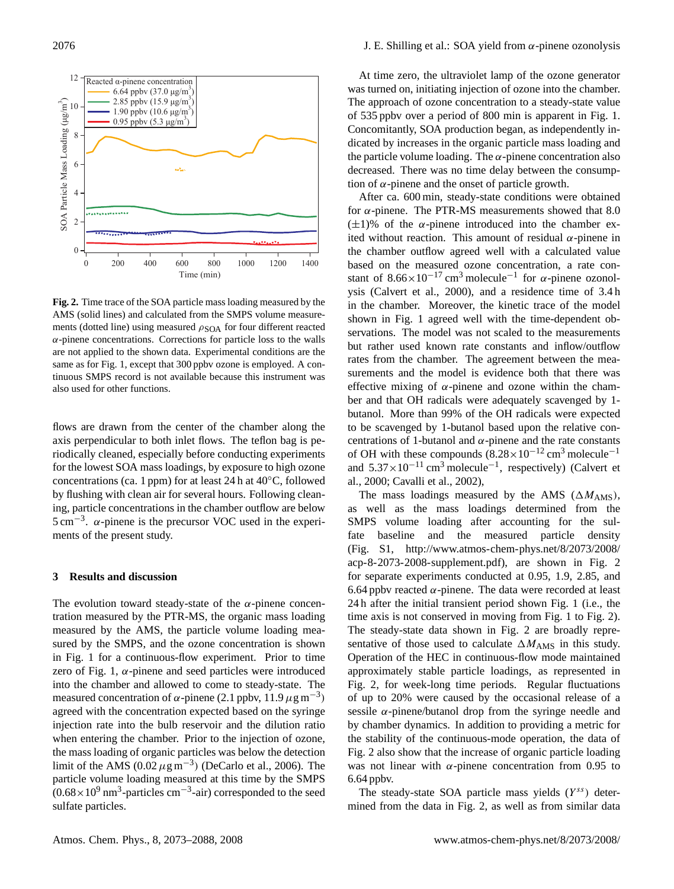**Fig. 2.** Time trace of the SOA particle mass loading measured by the AMS (solid lines) and calculated from the SMPS volume measurements (dotted line) using measured $\rho_{SOA}$ for four different reacted $\alpha$-pinene concentrations. Corrections for particle loss to the walls are not applied to the shown data. Experimental conditions are the same as for Fig. 1, except that 300 ppbv ozone is employed. A continuous SMPS record is not available because this instrument was also used for other functions.

flows are drawn from the center of the chamber along the axis perpendicular to both inlet flows. The teflon bag is periodically cleaned, especially before conducting experiments for the lowest SOA mass loadings, by exposure to high ozone concentrations (ca. 1 ppm) for at least 24 h at 40°C, followed by flushing with clean air for several hours. Following cleaning, particle concentrations in the chamber outflow are below $5\,cm^{-3}$. $\alpha$-pinene is the precursor VOC used in the experiments of the present study.

## 3 Results and discussion

The evolution toward steady-state of the $\alpha$-pinene concentration measured by the PTR-MS, the organic mass loading measured by the AMS, the particle volume loading measured by the SMPS, and the ozone concentration is shown in Fig. 1 for a continuous-flow experiment. Prior to time zero of Fig. 1, $\alpha$-pinene and seed particles were introduced into the chamber and allowed to come to steady-state. The measured concentration of $\alpha$-pinene (2.1 ppbv, $11.9\,\mu g\,m^{-3}$) agreed with the concentration expected based on the syringe injection rate into the bulb reservoir and the dilution ratio when entering the chamber. Prior to the injection of ozone, the mass loading of organic particles was below the detection limit of the AMS ($0.02\,\mu g\,m^{-3}$) (DeCarlo et al., 2006). The particle volume loading measured at this time by the SMPS ($0.68\times10^9\,nm^3$-particles $cm^{-3}$-air) corresponded to the seed sulfate particles.

At time zero, the ultraviolet lamp of the ozone generator was turned on, initiating injection of ozone into the chamber. The approach of ozone concentration to a steady-state value of 535 ppbv over a period of 800 min is apparent in Fig. 1. Concomitantly, SOA production began, as independently indicated by increases in the organic particle mass loading and the particle volume loading. The $\alpha$-pinene concentration also decreased. There was no time delay between the consumption of $\alpha$-pinene and the onset of particle growth.

After ca. 600 min, steady-state conditions were obtained for $\alpha$-pinene. The PTR-MS measurements showed that 8.0 ($\pm$1)% of the $\alpha$-pinene introduced into the chamber exited without reaction. This amount of residual $\alpha$-pinene in the chamber outflow agreed well with a calculated value based on the measured ozone concentration, a rate constant of $8.66\times10^{-17}\,cm^3\,molecule^{-1}$ for $\alpha$-pinene ozonolysis (Calvert et al., 2000), and a residence time of 3.4 h in the chamber. Moreover, the kinetic trace of the model shown in Fig. 1 agreed well with the time-dependent observations. The model was not scaled to the measurements but rather used known rate constants and inflow/outflow rates from the chamber. The agreement between the measurements and the model is evidence both that there was effective mixing of $\alpha$-pinene and ozone within the chamber and that OH radicals were adequately scavenged by 1-butanol. More than 99% of the OH radicals were expected to be scavenged by 1-butanol based upon the relative concentrations of 1-butanol and $\alpha$-pinene and the rate constants of OH with these compounds ($8.28\times10^{-12}\,cm^3\,molecule^{-1}$ and $5.37\times10^{-11}\,cm^3\,molecule^{-1}$, respectively) (Calvert et al., 2000; Cavalli et al., 2002),

The mass loadings measured by the AMS ($\Delta M_{AMS}$), as well as the mass loadings determined from the SMPS volume loading after accounting for the sulfate baseline and the measured particle density (Fig. S1, http://www.atmos-chem-phys.net/8/2073/2008/acp-8-2073-2008-supplement.pdf), are shown in Fig. 2 for separate experiments conducted at 0.95, 1.9, 2.85, and 6.64 ppbv reacted $\alpha$-pinene. The data were recorded at least 24 h after the initial transient period shown Fig. 1 (i.e., the time axis is not conserved in moving from Fig. 1 to Fig. 2). The steady-state data shown in Fig. 2 are broadly representative of those used to calculate $\Delta M_{AMS}$ in this study. Operation of the HEC in continuous-flow mode maintained approximately stable particle loadings, as represented in Fig. 2, for week-long time periods. Regular fluctuations of up to 20% were caused by the occasional release of a sessile $\alpha$-pinene/butanol drop from the syringe needle and by chamber dynamics. In addition to providing a metric for the stability of the continuous-mode operation, the data of Fig. 2 also show that the increase of organic particle loading was not linear with $\alpha$-pinene concentration from 0.95 to 6.64 ppbv.

The steady-state SOA particle mass yields ($Y^{ss}$) determined from the data in Fig. 2, as well as from similar data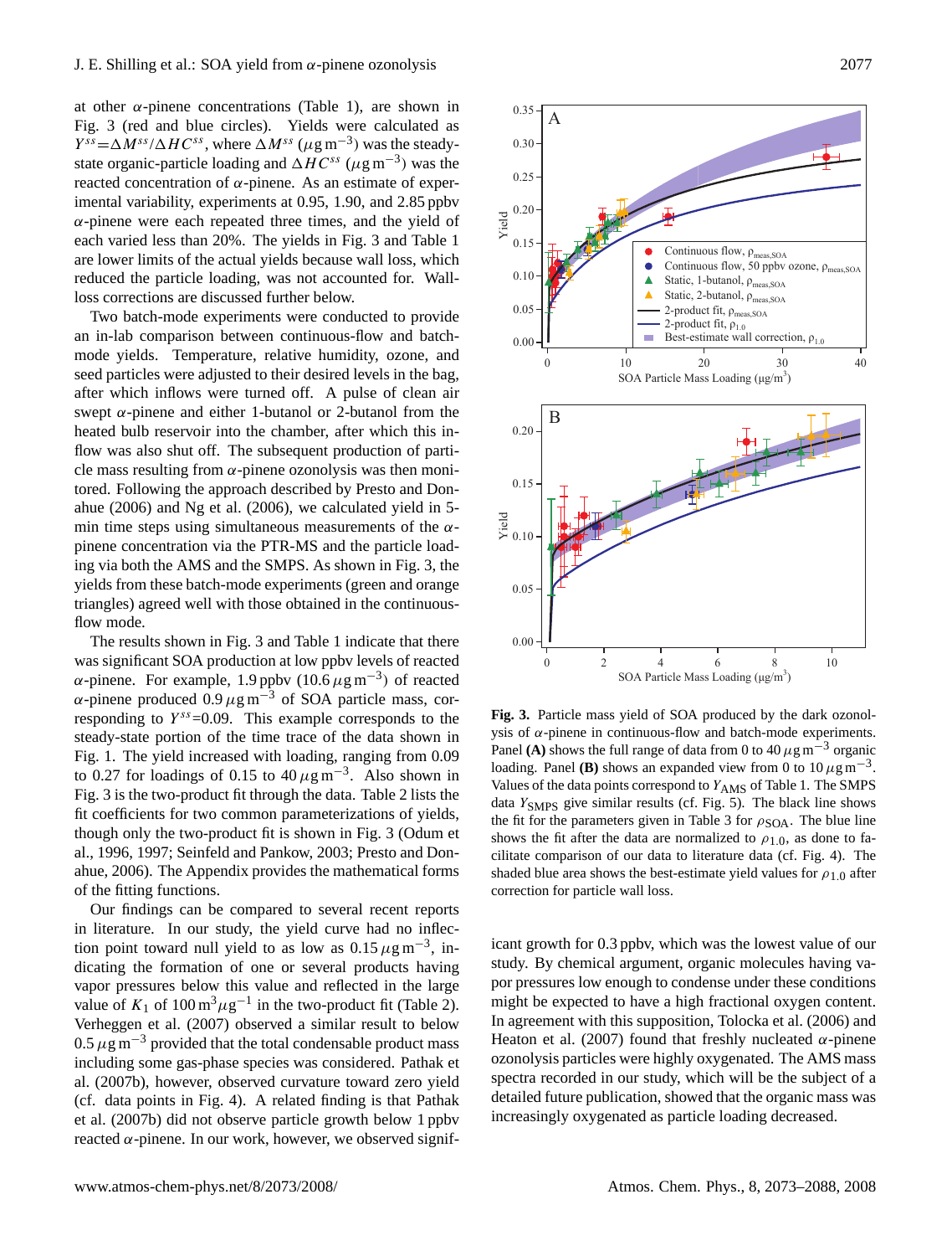at other α-pinene concentrations (Table 1), are shown in Fig. 3 (red and blue circles). Yields were calculated as $Y^{ss}=\Delta M^{ss}/\Delta HC^{ss}$, where $\Delta M^{ss}$ ($\mu$g m$^{-3}$) was the steady-state organic-particle loading and $\Delta HC^{ss}$ ($\mu$g m$^{-3}$) was the reacted concentration of α-pinene. As an estimate of experimental variability, experiments at 0.95, 1.90, and 2.85 ppbv α-pinene were each repeated three times, and the yield of each varied less than 20%. The yields in Fig. 3 and Table 1 are lower limits of the actual yields because wall loss, which reduced the particle loading, was not accounted for. Wall-loss corrections are discussed further below.

Two batch-mode experiments were conducted to provide an in-lab comparison between continuous-flow and batch-mode yields. Temperature, relative humidity, ozone, and seed particles were adjusted to their desired levels in the bag, after which inflows were turned off. A pulse of clean air swept α-pinene and either 1-butanol or 2-butanol from the heated bulb reservoir into the chamber, after which this inflow was also shut off. The subsequent production of particle mass resulting from α-pinene ozonolysis was then monitored. Following the approach described by Presto and Donahue (2006) and Ng et al. (2006), we calculated yield in 5-min time steps using simultaneous measurements of the α-pinene concentration via the PTR-MS and the particle loading via both the AMS and the SMPS. As shown in Fig. 3, the yields from these batch-mode experiments (green and orange triangles) agreed well with those obtained in the continuous-flow mode.

The results shown in Fig. 3 and Table 1 indicate that there was significant SOA production at low ppbv levels of reacted α-pinene. For example, 1.9 ppbv (10.6 $\mu$g m$^{-3}$) of reacted α-pinene produced 0.9 $\mu$g m$^{-3}$ of SOA particle mass, corresponding to $Y^{ss}$=0.09. This example corresponds to the steady-state portion of the time trace of the data shown in Fig. 1. The yield increased with loading, ranging from 0.09 to 0.27 for loadings of 0.15 to 40 $\mu$g m$^{-3}$. Also shown in Fig. 3 is the two-product fit through the data. Table 2 lists the fit coefficients for two common parameterizations of yields, though only the two-product fit is shown in Fig. 3 (Odum et al., 1996, 1997; Seinfeld and Pankow, 2003; Presto and Donahue, 2006). The Appendix provides the mathematical forms of the fitting functions.

Our findings can be compared to several recent reports in literature. In our study, the yield curve had no inflection point toward null yield to as low as 0.15 $\mu$g m$^{-3}$, indicating the formation of one or several products having vapor pressures below this value and reflected in the large value of $K_1$ of 100 m$^3$ $\mu$g$^{-1}$ in the two-product fit (Table 2). Verheggen et al. (2007) observed a similar result to below 0.5 $\mu$g m$^{-3}$ provided that the total condensable product mass including some gas-phase species was considered. Pathak et al. (2007b), however, observed curvature toward zero yield (cf. data points in Fig. 4). A related finding is that Pathak et al. (2007b) did not observe particle growth below 1 ppbv reacted α-pinene. In our work, however, we observed significant growth for 0.3 ppbv, which was the lowest value of our study. By chemical argument, organic molecules having vapor pressures low enough to condense under these conditions might be expected to have a high fractional oxygen content. In agreement with this supposition, Tolocka et al. (2006) and Heaton et al. (2007) found that freshly nucleated α-pinene ozonolysis particles were highly oxygenated. The AMS mass spectra recorded in our study, which will be the subject of a detailed future publication, showed that the organic mass was increasingly oxygenated as particle loading decreased.

**Fig. 3.** Particle mass yield of SOA produced by the dark ozonolysis of α-pinene in continuous-flow and batch-mode experiments. Panel **(A)** shows the full range of data from 0 to 40 $\mu$g m$^{-3}$ organic loading. Panel **(B)** shows an expanded view from 0 to 10 $\mu$g m$^{-3}$. Values of the data points correspond to $Y_{\mathrm{AMS}}$ of Table 1. The SMPS data $Y_{\mathrm{SMPS}}$ give similar results (cf. Fig. 5). The black line shows the fit for the parameters given in Table 3 for $\rho_{\mathrm{SOA}}$. The blue line shows the fit after the data are normalized to $\rho_{1.0}$, as done to facilitate comparison of our data to literature data (cf. Fig. 4). The shaded blue area shows the best-estimate yield values for $\rho_{1.0}$ after correction for particle wall loss.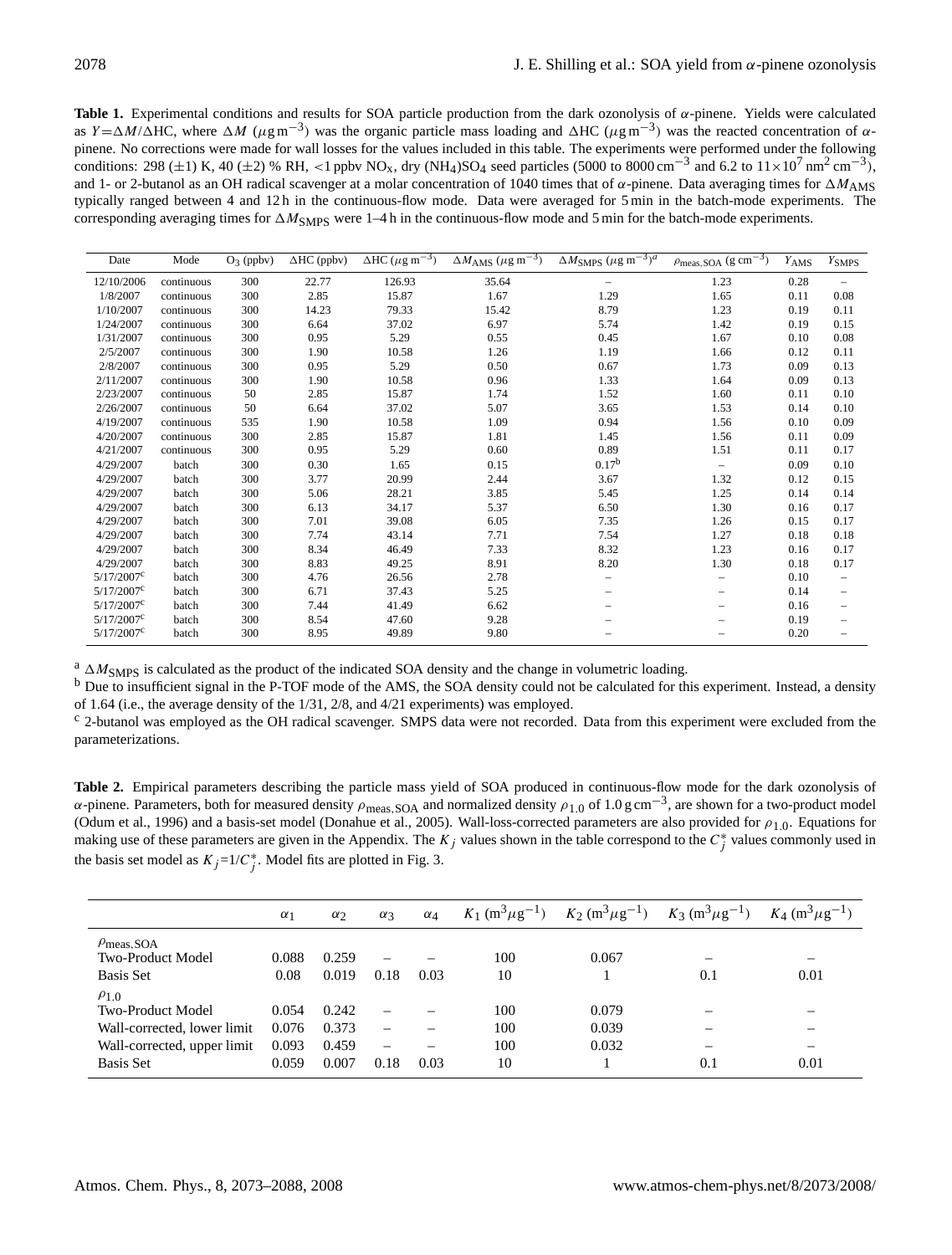**Table 1.** Experimental conditions and results for SOA particle production from the dark ozonolysis of $\alpha$-pinene. Yields were calculated as $Y=\Delta M/\Delta\text{HC}$, where $\Delta M$ ($\mu$g m$^{-3}$) was the organic particle mass loading and $\Delta$HC ($\mu$g m$^{-3}$) was the reacted concentration of $\alpha$-pinene. No corrections were made for wall losses for the values included in this table. The experiments were performed under the following conditions: 298 ($\pm$1) K, 40 ($\pm$2) % RH, <1 ppbv $NO_x$, dry $(NH_4)SO_4$ seed particles (5000 to 8000 cm$^{-3}$ and 6.2 to $11\times10^7$ nm$^2$ cm$^{-3}$), and 1- or 2-butanol as an OH radical scavenger at a molar concentration of 1040 times that of $\alpha$-pinene. Data averaging times for $\Delta M_{\text{AMS}}$ typically ranged between 4 and 12 h in the continuous-flow mode. Data were averaged for 5 min in the batch-mode experiments. The corresponding averaging times for $\Delta M_{\text{SMPS}}$ were 1–4 h in the continuous-flow mode and 5 min for the batch-mode experiments.

| Date | Mode | $O_3$ (ppbv) | $\Delta$HC (ppbv) | $\Delta$HC ($\mu$g m$^{-3}$) | $\Delta M_{\text{AMS}}$ ($\mu$g m$^{-3}$) | $\Delta M_{\text{SMPS}}$ ($\mu$g m$^{-3}$)[a] | $\rho_{\text{meas,SOA}}$ (g cm$^{-3}$) | $Y_{\text{AMS}}$ | $Y_{\text{SMPS}}$ |
|---|---|---|---|---|---|---|---|---|---|
| 12/10/2006 | continuous | 300 | 22.77 | 126.93 | 35.64 | – | 1.23 | 0.28 | – |
| 1/8/2007 | continuous | 300 | 2.85 | 15.87 | 1.67 | 1.29 | 1.65 | 0.11 | 0.08 |
| 1/10/2007 | continuous | 300 | 14.23 | 79.33 | 15.42 | 8.79 | 1.23 | 0.19 | 0.11 |
| 1/24/2007 | continuous | 300 | 6.64 | 37.02 | 6.97 | 5.74 | 1.42 | 0.19 | 0.15 |
| 1/31/2007 | continuous | 300 | 0.95 | 5.29 | 0.55 | 0.45 | 1.67 | 0.10 | 0.08 |
| 2/5/2007 | continuous | 300 | 1.90 | 10.58 | 1.26 | 1.19 | 1.66 | 0.12 | 0.11 |
| 2/8/2007 | continuous | 300 | 0.95 | 5.29 | 0.50 | 0.67 | 1.73 | 0.09 | 0.13 |
| 2/11/2007 | continuous | 300 | 1.90 | 10.58 | 0.96 | 1.33 | 1.64 | 0.09 | 0.13 |
| 2/23/2007 | continuous | 50 | 2.85 | 15.87 | 1.74 | 1.52 | 1.60 | 0.11 | 0.10 |
| 2/26/2007 | continuous | 50 | 6.64 | 37.02 | 5.07 | 3.65 | 1.53 | 0.14 | 0.10 |
| 4/19/2007 | continuous | 535 | 1.90 | 10.58 | 1.09 | 0.94 | 1.56 | 0.10 | 0.09 |
| 4/20/2007 | continuous | 300 | 2.85 | 15.87 | 1.81 | 1.45 | 1.56 | 0.11 | 0.09 |
| 4/21/2007 | continuous | 300 | 0.95 | 5.29 | 0.60 | 0.89 | 1.51 | 0.11 | 0.17 |
| 4/29/2007 | batch | 300 | 0.30 | 1.65 | 0.15 | 0.17[b] | – | 0.09 | 0.10 |
| 4/29/2007 | batch | 300 | 3.77 | 20.99 | 2.44 | 3.67 | 1.32 | 0.12 | 0.15 |
| 4/29/2007 | batch | 300 | 5.06 | 28.21 | 3.85 | 5.45 | 1.25 | 0.14 | 0.14 |
| 4/29/2007 | batch | 300 | 6.13 | 34.17 | 5.37 | 6.50 | 1.30 | 0.16 | 0.17 |
| 4/29/2007 | batch | 300 | 7.01 | 39.08 | 6.05 | 7.35 | 1.26 | 0.15 | 0.17 |
| 4/29/2007 | batch | 300 | 7.74 | 43.14 | 7.71 | 7.54 | 1.27 | 0.18 | 0.18 |
| 4/29/2007 | batch | 300 | 8.34 | 46.49 | 7.33 | 8.32 | 1.23 | 0.16 | 0.17 |
| 4/29/2007 | batch | 300 | 8.83 | 49.25 | 8.91 | 8.20 | 1.30 | 0.18 | 0.17 |
| 5/17/2007[c] | batch | 300 | 4.76 | 26.56 | 2.78 | – | – | 0.10 | – |
| 5/17/2007[c] | batch | 300 | 6.71 | 37.43 | 5.25 | – | – | 0.14 | – |
| 5/17/2007[c] | batch | 300 | 7.44 | 41.49 | 6.62 | – | – | 0.16 | – |
| 5/17/2007[c] | batch | 300 | 8.54 | 47.60 | 9.28 | – | – | 0.19 | – |
| 5/17/2007[c] | batch | 300 | 8.95 | 49.89 | 9.80 | – | – | 0.20 | – |

[a] $\Delta M_{\text{SMPS}}$ is calculated as the product of the indicated SOA density and the change in volumetric loading.

[b] Due to insufficient signal in the P-TOF mode of the AMS, the SOA density could not be calculated for this experiment. Instead, a density of 1.64 (i.e., the average density of the 1/31, 2/8, and 4/21 experiments) was employed.

[c] 2-butanol was employed as the OH radical scavenger. SMPS data were not recorded. Data from this experiment were excluded from the parameterizations.

**Table 2.** Empirical parameters describing the particle mass yield of SOA produced in continuous-flow mode for the dark ozonolysis of $\alpha$-pinene. Parameters, both for measured density $\rho_{\text{meas,SOA}}$ and normalized density $\rho_{1.0}$ of 1.0 g cm$^{-3}$, are shown for a two-product model (Odum et al., 1996) and a basis-set model (Donahue et al., 2005). Wall-loss-corrected parameters are also provided for $\rho_{1.0}$. Equations for making use of these parameters are given in the Appendix. The $K_j$ values shown in the table correspond to the $C_j^*$ values commonly used in the basis set model as $K_j=1/C_j^*$. Model fits are plotted in Fig. 3.

| | $\alpha_1$ | $\alpha_2$ | $\alpha_3$ | $\alpha_4$ | $K_1$ (m$^3\mu$g$^{-1}$) | $K_2$ (m$^3\mu$g$^{-1}$) | $K_3$ (m$^3\mu$g$^{-1}$) | $K_4$ (m$^3\mu$g$^{-1}$) |
|---|---|---|---|---|---|---|---|---|
| $\rho_{\text{meas,SOA}}$ | | | | | | | | |
| Two-Product Model | 0.088 | 0.259 | – | – | 100 | 0.067 | – | – |
| Basis Set | 0.08 | 0.019 | 0.18 | 0.03 | 10 | 1 | 0.1 | 0.01 |
| $\rho_{1.0}$ | | | | | | | | |
| Two-Product Model | 0.054 | 0.242 | – | – | 100 | 0.079 | – | – |
| Wall-corrected, lower limit | 0.076 | 0.373 | – | – | 100 | 0.039 | – | – |
| Wall-corrected, upper limit | 0.093 | 0.459 | – | – | 100 | 0.032 | – | – |
| Basis Set | 0.059 | 0.007 | 0.18 | 0.03 | 10 | 1 | 0.1 | 0.01 |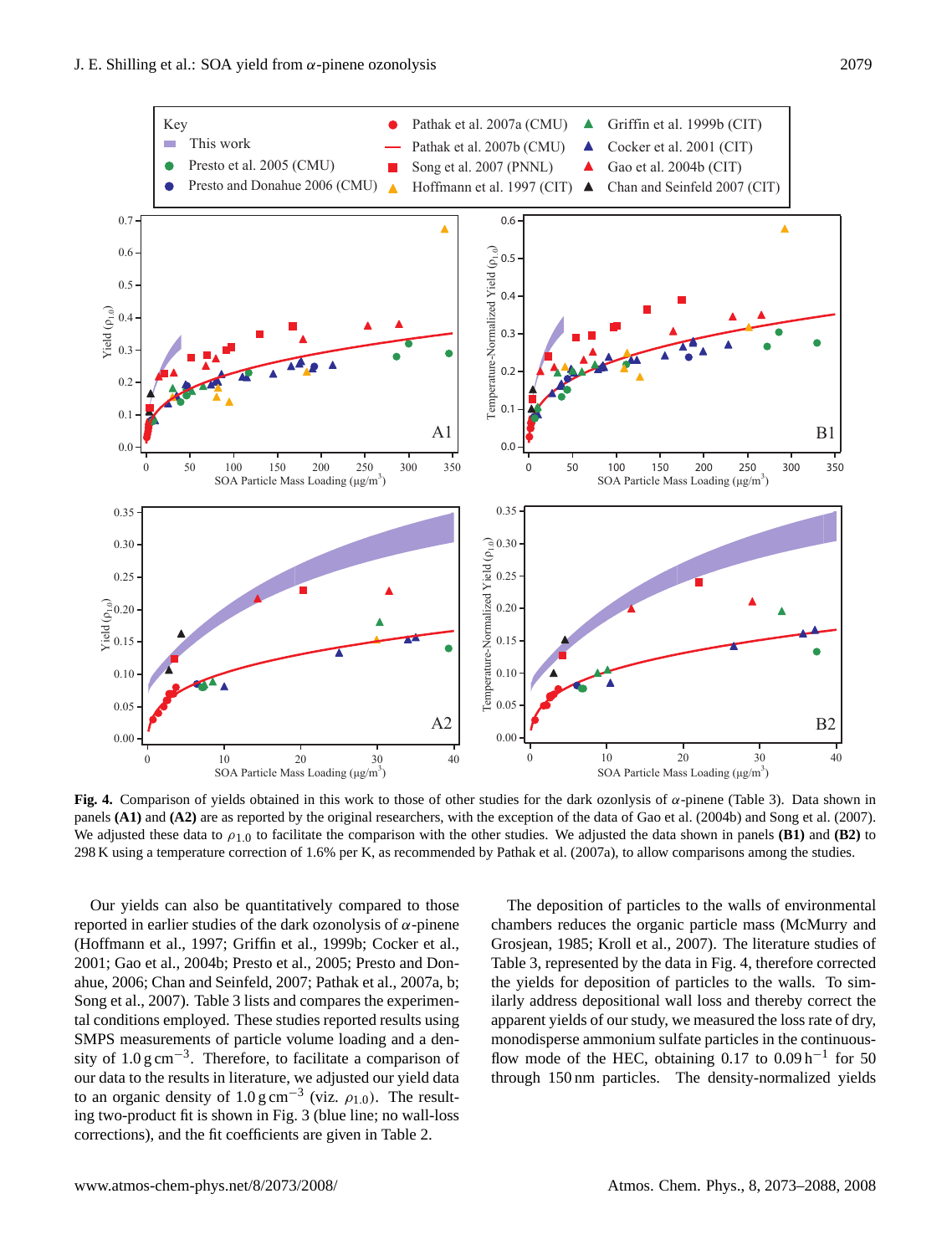**Fig. 4.** Comparison of yields obtained in this work to those of other studies for the dark ozonlysis of $\alpha$-pinene (Table 3). Data shown in panels **(A1)** and **(A2)** are as reported by the original researchers, with the exception of the data of Gao et al. (2004b) and Song et al. (2007). We adjusted these data to $\rho_{1.0}$ to facilitate the comparison with the other studies. We adjusted the data shown in panels **(B1)** and **(B2)** to 298 K using a temperature correction of 1.6% per K, as recommended by Pathak et al. (2007a), to allow comparisons among the studies.

Our yields can also be quantitatively compared to those reported in earlier studies of the dark ozonolysis of $\alpha$-pinene (Hoffmann et al., 1997; Griffin et al., 1999b; Cocker et al., 2001; Gao et al., 2004b; Presto et al., 2005; Presto and Donahue, 2006; Chan and Seinfeld, 2007; Pathak et al., 2007a, b; Song et al., 2007). Table 3 lists and compares the experimental conditions employed. These studies reported results using SMPS measurements of particle volume loading and a density of $1.0\,\mathrm{g\,cm^{-3}}$. Therefore, to facilitate a comparison of our data to the results in literature, we adjusted our yield data to an organic density of $1.0\,\mathrm{g\,cm^{-3}}$ (viz. $\rho_{1.0}$). The resulting two-product fit is shown in Fig. 3 (blue line; no wall-loss corrections), and the fit coefficients are given in Table 2.

The deposition of particles to the walls of environmental chambers reduces the organic particle mass (McMurry and Grosjean, 1985; Kroll et al., 2007). The literature studies of Table 3, represented by the data in Fig. 4, therefore corrected the yields for deposition of particles to the walls. To similarly address depositional wall loss and thereby correct the apparent yields of our study, we measured the loss rate of dry, monodisperse ammonium sulfate particles in the continuous-flow mode of the HEC, obtaining 0.17 to $0.09\,\mathrm{h^{-1}}$ for 50 through 150 nm particles. The density-normalized yields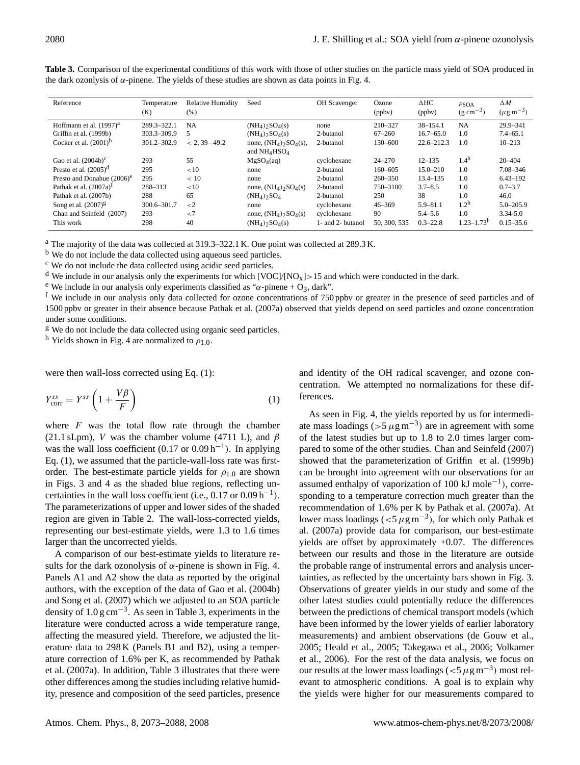**Table 3.** Comparison of the experimental conditions of this work with those of other studies on the particle mass yield of SOA produced in the dark ozonlysis of $\alpha$-pinene. The yields of these studies are shown as data points in Fig. 4.

| Reference | Temperature (K) | Relative Humidity (%) | Seed | OH Scavenger | Ozone (ppbv) | $\Delta$HC (ppbv) | $\rho_{SOA}$ ($g\,cm^{-3}$) | $\Delta M$ ($\mu g\,m^{-3}$) |
|---|---|---|---|---|---|---|---|---|
| Hoffmann et al. (1997)[a] | 289.3–322.1 | NA | $(NH_4)_2SO_4(s)$ | none | 210–327 | 38–154.1 | NA | 29.9–341 |
| Griffin et al. (1999b) | 303.3–309.9 | 5 | $(NH_4)_2SO_4(s)$ | 2-butanol | 67–260 | 16.7–65.0 | 1.0 | 7.4–65.1 |
| Cocker et al. (2001)[b] | 301.2–302.9 | < 2, 39−49.2 | none, $(NH_4)_2SO_4(s)$, and $NH_4HSO_4$ | 2-butanol | 130–600 | 22.6–212.3 | 1.0 | 10–213 |
| Gao et al. (2004b)[c] | 293 | 55 | $MgSO_4(aq)$ | cyclohexane | 24–270 | 12–135 | 1.4[h] | 20–404 |
| Presto et al. (2005)[d] | 295 | <10 | none | 2-butanol | 160–605 | 15.0–210 | 1.0 | 7.08–346 |
| Presto and Donahue (2006)[e] | 295 | < 10 | none | 2-butanol | 260–350 | 13.4–135 | 1.0 | 6.43–192 |
| Pathak et al. (2007a)[f] | 288–313 | <10 | none, $(NH_4)_2SO_4(s)$ | 2-butanol | 750–3100 | 3.7–8.5 | 1.0 | 0.7–3.7 |
| Pathak et al. (2007b) | 288 | 65 | $(NH_4)_2SO_4$ | 2-butanol | 250 | 38 | 1.0 | 46.0 |
| Song et al. (2007)[g] | 300.6–301.7 | <2 | none | cyclohexane | 46–369 | 5.9–81.1 | 1.2[h] | 5.0–205.9 |
| Chan and Seinfeld (2007) | 293 | <7 | none, $(NH_4)_2SO_4(s)$ | cyclohexane | 90 | 5.4–5.6 | 1.0 | 3.34-5.0 |
| This work | 298 | 40 | $(NH_4)_2SO_4(s)$ | 1- and 2- butanol | 50, 300, 535 | 0.3–22.8 | 1.23–1.73[h] | 0.15–35.6 |

[a] The majority of the data was collected at 319.3–322.1 K. One point was collected at 289.3 K.
[b] We do not include the data collected using aqueous seed particles.
[c] We do not include the data collected using acidic seed particles.
[d] We include in our analysis only the experiments for which $[VOC]/[NO_x]>15$ and which were conducted in the dark.
[e] We include in our analysis only experiments classified as "$\alpha$-pinene + $O_3$, dark".
[f] We include in our analysis only data collected for ozone concentrations of 750 ppbv or greater in the presence of seed particles and of 1500 ppbv or greater in their absence because Pathak et al. (2007a) observed that yields depend on seed particles and ozone concentration under some conditions.
[g] We do not include the data collected using organic seed particles.
[h] Yields shown in Fig. 4 are normalized to $\rho_{1.0}$.

were then wall-loss corrected using Eq. (1):

$$Y^{ss}_{\text{corr}} = Y^{ss}\left(1+\frac{V\beta}{F}\right) \tag{1}$$

where $F$ was the total flow rate through the chamber (21.1 sLpm), $V$ was the chamber volume (4711 L), and $\beta$ was the wall loss coefficient (0.17 or 0.09 $h^{-1}$). In applying Eq. (1), we assumed that the particle-wall-loss rate was first-order. The best-estimate particle yields for $\rho_{1.0}$ are shown in Figs. 3 and 4 as the shaded blue regions, reflecting uncertainties in the wall loss coefficient (i.e., 0.17 or 0.09 $h^{-1}$). The parameterizations of upper and lower sides of the shaded region are given in Table 2. The wall-loss-corrected yields, representing our best-estimate yields, were 1.3 to 1.6 times larger than the uncorrected yields.

A comparison of our best-estimate yields to literature results for the dark ozonolysis of $\alpha$-pinene is shown in Fig. 4. Panels A1 and A2 show the data as reported by the original authors, with the exception of the data of Gao et al. (2004b) and Song et al. (2007) which we adjusted to an SOA particle density of 1.0 $g\,cm^{-3}$. As seen in Table 3, experiments in the literature were conducted across a wide temperature range, affecting the measured yield. Therefore, we adjusted the literature data to 298 K (Panels B1 and B2), using a temperature correction of 1.6% per K, as recommended by Pathak et al. (2007a). In addition, Table 3 illustrates that there were other differences among the studies including relative humidity, presence and composition of the seed particles, presence and identity of the OH radical scavenger, and ozone concentration. We attempted no normalizations for these differences.

As seen in Fig. 4, the yields reported by us for intermediate mass loadings ($>5\,\mu g\,m^{-3}$) are in agreement with some of the latest studies but up to 1.8 to 2.0 times larger compared to some of the other studies. Chan and Seinfeld (2007) showed that the parameterization of Griffin et al. (1999b) can be brought into agreement with our observations for an assumed enthalpy of vaporization of 100 kJ $mole^{-1}$), corresponding to a temperature correction much greater than the recommendation of 1.6% per K by Pathak et al. (2007a). At lower mass loadings ($<5\,\mu g\,m^{-3}$), for which only Pathak et al. (2007a) provide data for comparison, our best-estimate yields are offset by approximately +0.07. The differences between our results and those in the literature are outside the probable range of instrumental errors and analysis uncertainties, as reflected by the uncertainty bars shown in Fig. 3. Observations of greater yields in our study and some of the other latest studies could potentially reduce the differences between the predictions of chemical transport models (which have been informed by the lower yields of earlier laboratory measurements) and ambient observations (de Gouw et al., 2005; Heald et al., 2005; Takegawa et al., 2006; Volkamer et al., 2006). For the rest of the data analysis, we focus on our results at the lower mass loadings ($<5\,\mu g\,m^{-3}$) most relevant to atmospheric conditions. A goal is to explain why the yields were higher for our measurements compared to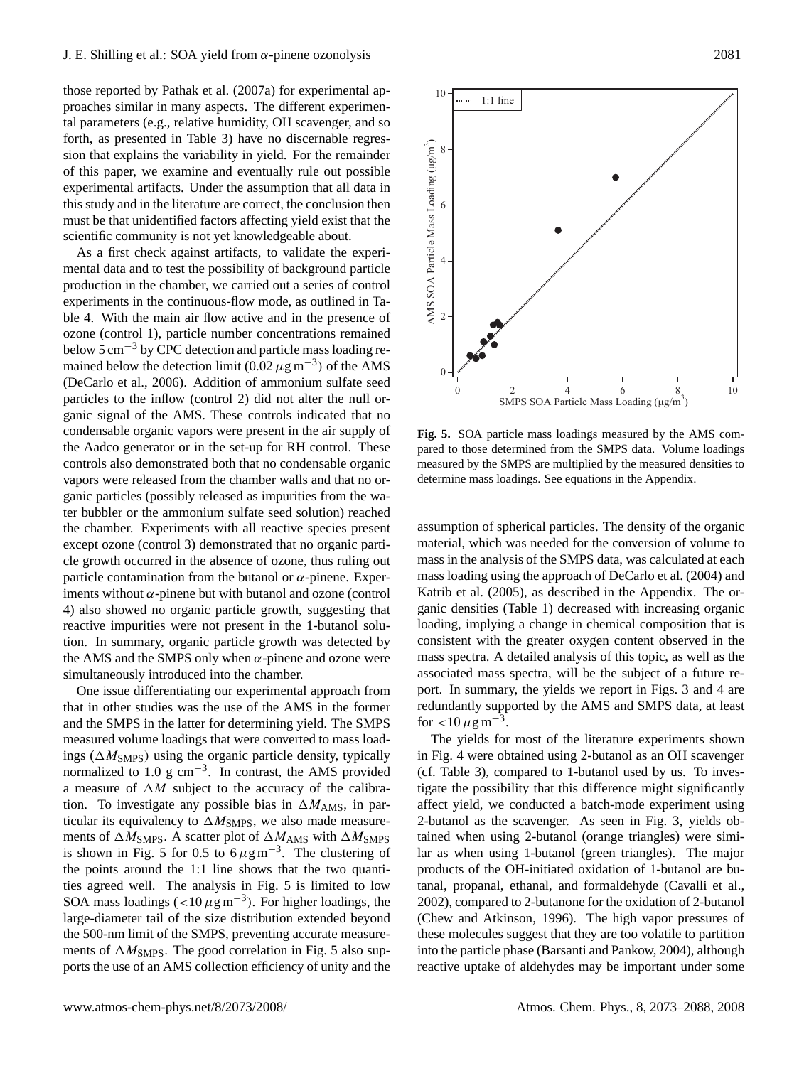those reported by Pathak et al. (2007a) for experimental approaches similar in many aspects. The different experimental parameters (e.g., relative humidity, OH scavenger, and so forth, as presented in Table 3) have no discernable regression that explains the variability in yield. For the remainder of this paper, we examine and eventually rule out possible experimental artifacts. Under the assumption that all data in this study and in the literature are correct, the conclusion then must be that unidentified factors affecting yield exist that the scientific community is not yet knowledgeable about.

As a first check against artifacts, to validate the experimental data and to test the possibility of background particle production in the chamber, we carried out a series of control experiments in the continuous-flow mode, as outlined in Table 4. With the main air flow active and in the presence of ozone (control 1), particle number concentrations remained below 5 $cm^{-3}$ by CPC detection and particle mass loading remained below the detection limit (0.02 $\mu g\, m^{-3}$) of the AMS (DeCarlo et al., 2006). Addition of ammonium sulfate seed particles to the inflow (control 2) did not alter the null organic signal of the AMS. These controls indicated that no condensable organic vapors were present in the air supply of the Aadco generator or in the set-up for RH control. These controls also demonstrated both that no condensable organic vapors were released from the chamber walls and that no organic particles (possibly released as impurities from the water bubbler or the ammonium sulfate seed solution) reached the chamber. Experiments with all reactive species present except ozone (control 3) demonstrated that no organic particle growth occurred in the absence of ozone, thus ruling out particle contamination from the butanol or $\alpha$-pinene. Experiments without $\alpha$-pinene but with butanol and ozone (control 4) also showed no organic particle growth, suggesting that reactive impurities were not present in the 1-butanol solution. In summary, organic particle growth was detected by the AMS and the SMPS only when $\alpha$-pinene and ozone were simultaneously introduced into the chamber.

One issue differentiating our experimental approach from that in other studies was the use of the AMS in the former and the SMPS in the latter for determining yield. The SMPS measured volume loadings that were converted to mass loadings ($\Delta M_{SMPS}$) using the organic particle density, typically normalized to 1.0 g $cm^{-3}$. In contrast, the AMS provided a measure of $\Delta M$ subject to the accuracy of the calibration. To investigate any possible bias in $\Delta M_{AMS}$, in particular its equivalency to $\Delta M_{SMPS}$, we also made measurements of $\Delta M_{SMPS}$. A scatter plot of $\Delta M_{AMS}$ with $\Delta M_{SMPS}$ is shown in Fig. 5 for 0.5 to 6 $\mu g\, m^{-3}$. The clustering of the points around the 1:1 line shows that the two quantities agreed well. The analysis in Fig. 5 is limited to low SOA mass loadings (<10 $\mu g\, m^{-3}$). For higher loadings, the large-diameter tail of the size distribution extended beyond the 500-nm limit of the SMPS, preventing accurate measurements of $\Delta M_{SMPS}$. The good correlation in Fig. 5 also supports the use of an AMS collection efficiency of unity and the assumption of spherical particles. The density of the organic material, which was needed for the conversion of volume to mass in the analysis of the SMPS data, was calculated at each mass loading using the approach of DeCarlo et al. (2004) and Katrib et al. (2005), as described in the Appendix. The organic densities (Table 1) decreased with increasing organic loading, implying a change in chemical composition that is consistent with the greater oxygen content observed in the mass spectra. A detailed analysis of this topic, as well as the associated mass spectra, will be the subject of a future report. In summary, the yields we report in Figs. 3 and 4 are redundantly supported by the AMS and SMPS data, at least for <10 $\mu g\, m^{-3}$.

**Fig. 5.** SOA particle mass loadings measured by the AMS compared to those determined from the SMPS data. Volume loadings measured by the SMPS are multiplied by the measured densities to determine mass loadings. See equations in the Appendix.

The yields for most of the literature experiments shown in Fig. 4 were obtained using 2-butanol as an OH scavenger (cf. Table 3), compared to 1-butanol used by us. To investigate the possibility that this difference might significantly affect yield, we conducted a batch-mode experiment using 2-butanol as the scavenger. As seen in Fig. 3, yields obtained when using 2-butanol (orange triangles) were similar as when using 1-butanol (green triangles). The major products of the OH-initiated oxidation of 1-butanol are butanal, propanal, ethanal, and formaldehyde (Cavalli et al., 2002), compared to 2-butanone for the oxidation of 2-butanol (Chew and Atkinson, 1996). The high vapor pressures of these molecules suggest that they are too volatile to partition into the particle phase (Barsanti and Pankow, 2004), although reactive uptake of aldehydes may be important under some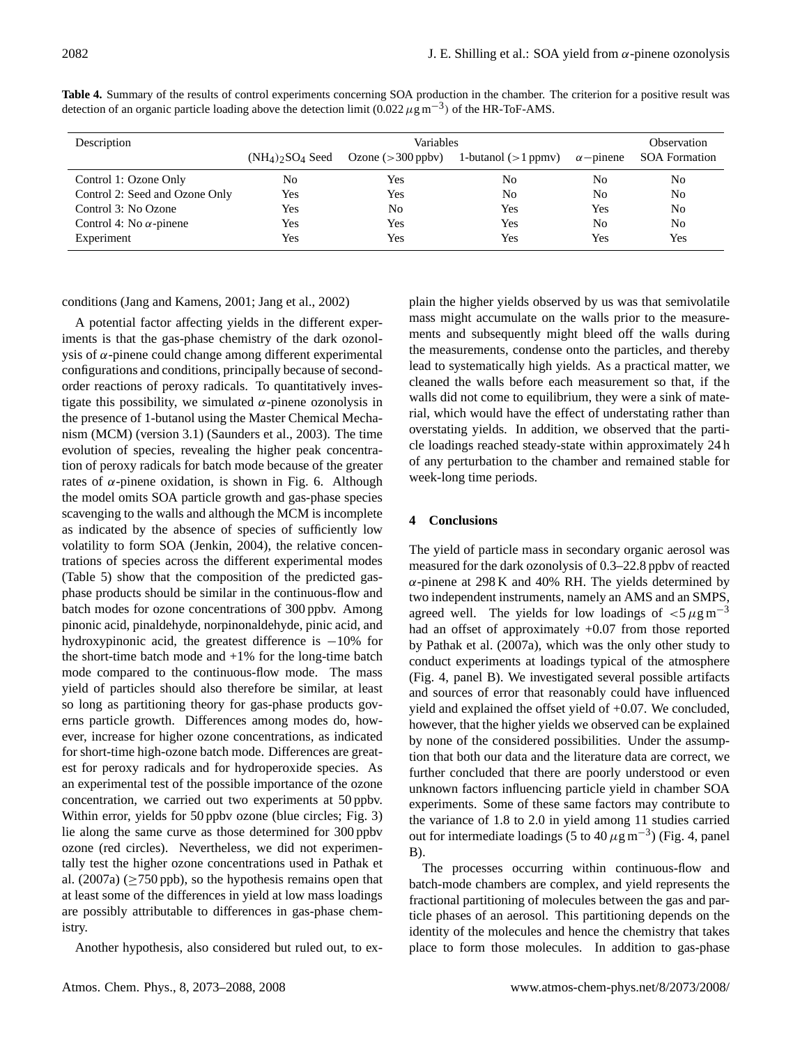**Table 4.** Summary of the results of control experiments concerning SOA production in the chamber. The criterion for a positive result was detection of an organic particle loading above the detection limit (0.022 $\mu g\, m^{-3}$) of the HR-ToF-AMS.

| Description | Variables | | | | Observation |
|---|---|---|---|---|---|
| | $(NH_4)_2SO_4$ Seed | Ozone (>300 ppbv) | 1-butanol (>1 ppmv) | $\alpha$−pinene | SOA Formation |
| Control 1: Ozone Only | No | Yes | No | No | No |
| Control 2: Seed and Ozone Only | Yes | Yes | No | No | No |
| Control 3: No Ozone | Yes | No | Yes | Yes | No |
| Control 4: No $\alpha$-pinene | Yes | Yes | Yes | No | No |
| Experiment | Yes | Yes | Yes | Yes | Yes |

conditions (Jang and Kamens, 2001; Jang et al., 2002)

A potential factor affecting yields in the different experiments is that the gas-phase chemistry of the dark ozonolysis of $\alpha$-pinene could change among different experimental configurations and conditions, principally because of second-order reactions of peroxy radicals. To quantitatively investigate this possibility, we simulated $\alpha$-pinene ozonolysis in the presence of 1-butanol using the Master Chemical Mechanism (MCM) (version 3.1) (Saunders et al., 2003). The time evolution of species, revealing the higher peak concentration of peroxy radicals for batch mode because of the greater rates of $\alpha$-pinene oxidation, is shown in Fig. 6. Although the model omits SOA particle growth and gas-phase species scavenging to the walls and although the MCM is incomplete as indicated by the absence of species of sufficiently low volatility to form SOA (Jenkin, 2004), the relative concentrations of species across the different experimental modes (Table 5) show that the composition of the predicted gas-phase products should be similar in the continuous-flow and batch modes for ozone concentrations of 300 ppbv. Among pinonic acid, pinaldehyde, norpinonaldehyde, pinic acid, and hydroxypinonic acid, the greatest difference is −10% for the short-time batch mode and +1% for the long-time batch mode compared to the continuous-flow mode. The mass yield of particles should also therefore be similar, at least so long as partitioning theory for gas-phase products governs particle growth. Differences among modes do, however, increase for higher ozone concentrations, as indicated for short-time high-ozone batch mode. Differences are greatest for peroxy radicals and for hydroperoxide species. As an experimental test of the possible importance of the ozone concentration, we carried out two experiments at 50 ppbv. Within error, yields for 50 ppbv ozone (blue circles; Fig. 3) lie along the same curve as those determined for 300 ppbv ozone (red circles). Nevertheless, we did not experimentally test the higher ozone concentrations used in Pathak et al. (2007a) ($\geq$750 ppb), so the hypothesis remains open that at least some of the differences in yield at low mass loadings are possibly attributable to differences in gas-phase chemistry.

Another hypothesis, also considered but ruled out, to explain the higher yields observed by us was that semivolatile mass might accumulate on the walls prior to the measurements and subsequently might bleed off the walls during the measurements, condense onto the particles, and thereby lead to systematically high yields. As a practical matter, we cleaned the walls before each measurement so that, if the walls did not come to equilibrium, they were a sink of material, which would have the effect of understating rather than overstating yields. In addition, we observed that the particle loadings reached steady-state within approximately 24 h of any perturbation to the chamber and remained stable for week-long time periods.

## 4 Conclusions

The yield of particle mass in secondary organic aerosol was measured for the dark ozonolysis of 0.3–22.8 ppbv of reacted $\alpha$-pinene at 298 K and 40% RH. The yields determined by two independent instruments, namely an AMS and an SMPS, agreed well. The yields for low loadings of $<5\,\mu g\, m^{-3}$ had an offset of approximately +0.07 from those reported by Pathak et al. (2007a), which was the only other study to conduct experiments at loadings typical of the atmosphere (Fig. 4, panel B). We investigated several possible artifacts and sources of error that reasonably could have influenced yield and explained the offset yield of +0.07. We concluded, however, that the higher yields we observed can be explained by none of the considered possibilities. Under the assumption that both our data and the literature data are correct, we further concluded that there are poorly understood or even unknown factors influencing particle yield in chamber SOA experiments. Some of these same factors may contribute to the variance of 1.8 to 2.0 in yield among 11 studies carried out for intermediate loadings (5 to 40 $\mu g\, m^{-3}$) (Fig. 4, panel B).

The processes occurring within continuous-flow and batch-mode chambers are complex, and yield represents the fractional partitioning of molecules between the gas and particle phases of an aerosol. This partitioning depends on the identity of the molecules and hence the chemistry that takes place to form those molecules. In addition to gas-phase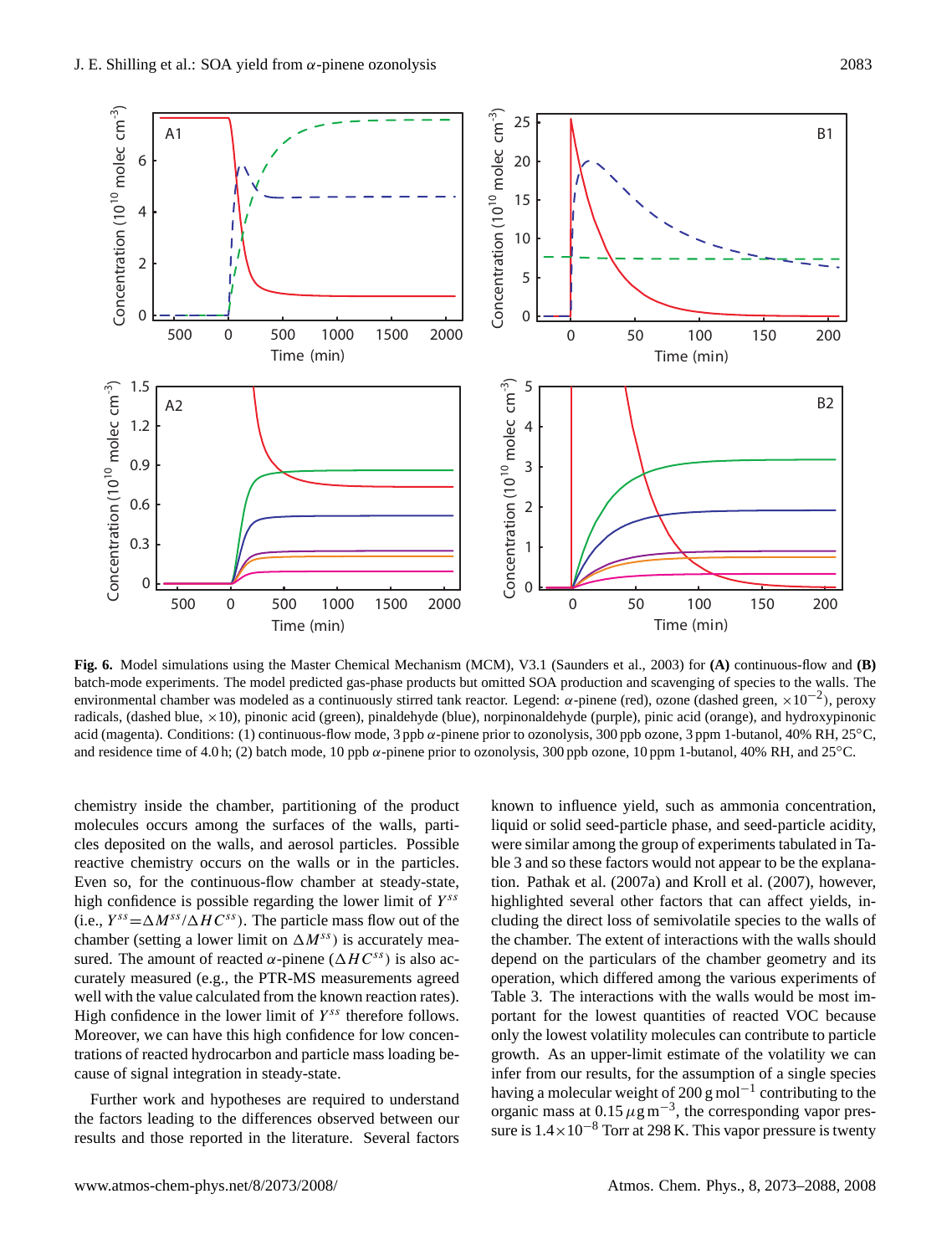**Fig. 6.** Model simulations using the Master Chemical Mechanism (MCM), V3.1 (Saunders et al., 2003) for **(A)** continuous-flow and **(B)** batch-mode experiments. The model predicted gas-phase products but omitted SOA production and scavenging of species to the walls. The environmental chamber was modeled as a continuously stirred tank reactor. Legend: $\alpha$-pinene (red), ozone (dashed green, $\times 10^{-2}$), peroxy radicals, (dashed blue, $\times 10$), pinonic acid (green), pinaldehyde (blue), norpinonaldehyde (purple), pinic acid (orange), and hydroxypinonic acid (magenta). Conditions: (1) continuous-flow mode, 3 ppb $\alpha$-pinene prior to ozonolysis, 300 ppb ozone, 3 ppm 1-butanol, 40% RH, 25°C, and residence time of 4.0 h; (2) batch mode, 10 ppb $\alpha$-pinene prior to ozonolysis, 300 ppb ozone, 10 ppm 1-butanol, 40% RH, and 25°C.

chemistry inside the chamber, partitioning of the product molecules occurs among the surfaces of the walls, particles deposited on the walls, and aerosol particles. Possible reactive chemistry occurs on the walls or in the particles. Even so, for the continuous-flow chamber at steady-state, high confidence is possible regarding the lower limit of $Y^{ss}$ (i.e., $Y^{ss}=\Delta M^{ss}/\Delta HC^{ss}$). The particle mass flow out of the chamber (setting a lower limit on $\Delta M^{ss}$) is accurately measured. The amount of reacted $\alpha$-pinene ($\Delta HC^{ss}$) is also accurately measured (e.g., the PTR-MS measurements agreed well with the value calculated from the known reaction rates). High confidence in the lower limit of $Y^{ss}$ therefore follows. Moreover, we can have this high confidence for low concentrations of reacted hydrocarbon and particle mass loading because of signal integration in steady-state.

Further work and hypotheses are required to understand the factors leading to the differences observed between our results and those reported in the literature. Several factors known to influence yield, such as ammonia concentration, liquid or solid seed-particle phase, and seed-particle acidity, were similar among the group of experiments tabulated in Table 3 and so these factors would not appear to be the explanation. Pathak et al. (2007a) and Kroll et al. (2007), however, highlighted several other factors that can affect yields, including the direct loss of semivolatile species to the walls of the chamber. The extent of interactions with the walls should depend on the particulars of the chamber geometry and its operation, which differed among the various experiments of Table 3. The interactions with the walls would be most important for the lowest quantities of reacted VOC because only the lowest volatility molecules can contribute to particle growth. As an upper-limit estimate of the volatility we can infer from our results, for the assumption of a single species having a molecular weight of 200 g mol$^{-1}$ contributing to the organic mass at 0.15 $\mu$g m$^{-3}$, the corresponding vapor pressure is $1.4\times10^{-8}$ Torr at 298 K. This vapor pressure is twenty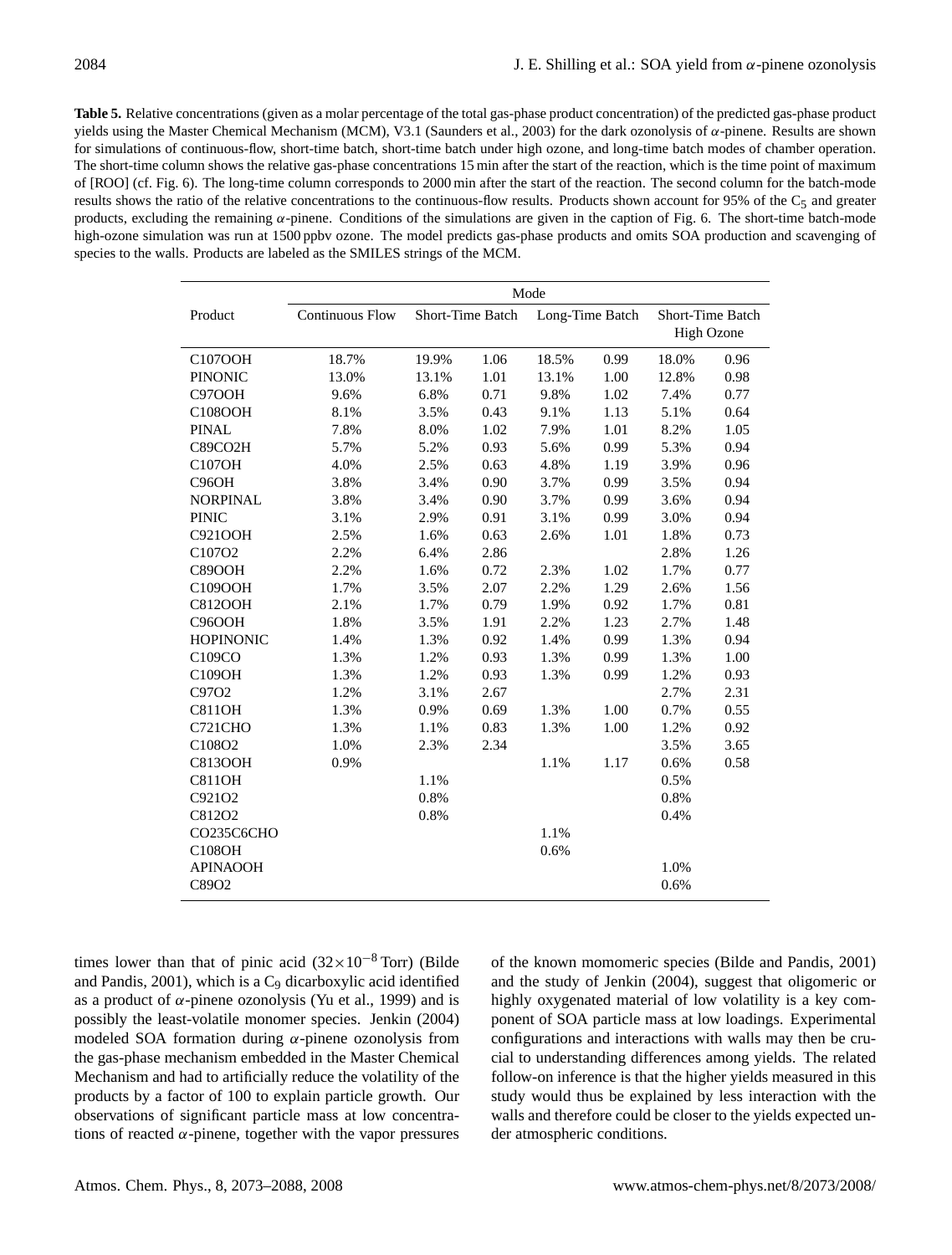**Table 5.** Relative concentrations (given as a molar percentage of the total gas-phase product concentration) of the predicted gas-phase product yields using the Master Chemical Mechanism (MCM), V3.1 (Saunders et al., 2003) for the dark ozonolysis of $\alpha$-pinene. Results are shown for simulations of continuous-flow, short-time batch, short-time batch under high ozone, and long-time batch modes of chamber operation. The short-time column shows the relative gas-phase concentrations 15 min after the start of the reaction, which is the time point of maximum of [ROO] (cf. Fig. 6). The long-time column corresponds to 2000 min after the start of the reaction. The second column for the batch-mode results shows the ratio of the relative concentrations to the continuous-flow results. Products shown account for 95% of the $C_5$ and greater products, excluding the remaining $\alpha$-pinene. Conditions of the simulations are given in the caption of Fig. 6. The short-time batch-mode high-ozone simulation was run at 1500 ppbv ozone. The model predicts gas-phase products and omits SOA production and scavenging of species to the walls. Products are labeled as the SMILES strings of the MCM.

| Product | Mode | | | | | | |
|---|---|---|---|---|---|---|---|
| | Continuous Flow | Short-Time Batch | | Long-Time Batch | | Short-Time Batch High Ozone | |
| C107OOH | 18.7% | 19.9% | 1.06 | 18.5% | 0.99 | 18.0% | 0.96 |
| PINONIC | 13.0% | 13.1% | 1.01 | 13.1% | 1.00 | 12.8% | 0.98 |
| C97OOH | 9.6% | 6.8% | 0.71 | 9.8% | 1.02 | 7.4% | 0.77 |
| C108OOH | 8.1% | 3.5% | 0.43 | 9.1% | 1.13 | 5.1% | 0.64 |
| PINAL | 7.8% | 8.0% | 1.02 | 7.9% | 1.01 | 8.2% | 1.05 |
| C89CO2H | 5.7% | 5.2% | 0.93 | 5.6% | 0.99 | 5.3% | 0.94 |
| C107OH | 4.0% | 2.5% | 0.63 | 4.8% | 1.19 | 3.9% | 0.96 |
| C96OH | 3.8% | 3.4% | 0.90 | 3.7% | 0.99 | 3.5% | 0.94 |
| NORPINAL | 3.8% | 3.4% | 0.90 | 3.7% | 0.99 | 3.6% | 0.94 |
| PINIC | 3.1% | 2.9% | 0.91 | 3.1% | 0.99 | 3.0% | 0.94 |
| C921OOH | 2.5% | 1.6% | 0.63 | 2.6% | 1.01 | 1.8% | 0.73 |
| C107O2 | 2.2% | 6.4% | 2.86 | | | 2.8% | 1.26 |
| C89OOH | 2.2% | 1.6% | 0.72 | 2.3% | 1.02 | 1.7% | 0.77 |
| C109OOH | 1.7% | 3.5% | 2.07 | 2.2% | 1.29 | 2.6% | 1.56 |
| C812OOH | 2.1% | 1.7% | 0.79 | 1.9% | 0.92 | 1.7% | 0.81 |
| C96OOH | 1.8% | 3.5% | 1.91 | 2.2% | 1.23 | 2.7% | 1.48 |
| HOPINONIC | 1.4% | 1.3% | 0.92 | 1.4% | 0.99 | 1.3% | 0.94 |
| C109CO | 1.3% | 1.2% | 0.93 | 1.3% | 0.99 | 1.3% | 1.00 |
| C109OH | 1.3% | 1.2% | 0.93 | 1.3% | 0.99 | 1.2% | 0.93 |
| C97O2 | 1.2% | 3.1% | 2.67 | | | 2.7% | 2.31 |
| C811OH | 1.3% | 0.9% | 0.69 | 1.3% | 1.00 | 0.7% | 0.55 |
| C721CHO | 1.3% | 1.1% | 0.83 | 1.3% | 1.00 | 1.2% | 0.92 |
| C108O2 | 1.0% | 2.3% | 2.34 | | | 3.5% | 3.65 |
| C813OOH | 0.9% | | | 1.1% | 1.17 | 0.6% | 0.58 |
| C811OH | | 1.1% | | | | 0.5% | |
| C921O2 | | 0.8% | | | | 0.8% | |
| C812O2 | | 0.8% | | | | 0.4% | |
| CO235C6CHO | | | | 1.1% | | | |
| C108OH | | | | 0.6% | | | |
| APINAOOH | | | | | | 1.0% | |
| C89O2 | | | | | | 0.6% | |

times lower than that of pinic acid ($32\times10^{-8}$ Torr) (Bilde and Pandis, 2001), which is a $C_9$ dicarboxylic acid identified as a product of $\alpha$-pinene ozonolysis (Yu et al., 1999) and is possibly the least-volatile monomer species. Jenkin (2004) modeled SOA formation during $\alpha$-pinene ozonolysis from the gas-phase mechanism embedded in the Master Chemical Mechanism and had to artificially reduce the volatility of the products by a factor of 100 to explain particle growth. Our observations of significant particle mass at low concentrations of reacted $\alpha$-pinene, together with the vapor pressures of the known momomeric species (Bilde and Pandis, 2001) and the study of Jenkin (2004), suggest that oligomeric or highly oxygenated material of low volatility is a key component of SOA particle mass at low loadings. Experimental configurations and interactions with walls may then be crucial to understanding differences among yields. The related follow-on inference is that the higher yields measured in this study would thus be explained by less interaction with the walls and therefore could be closer to the yields expected under atmospheric conditions.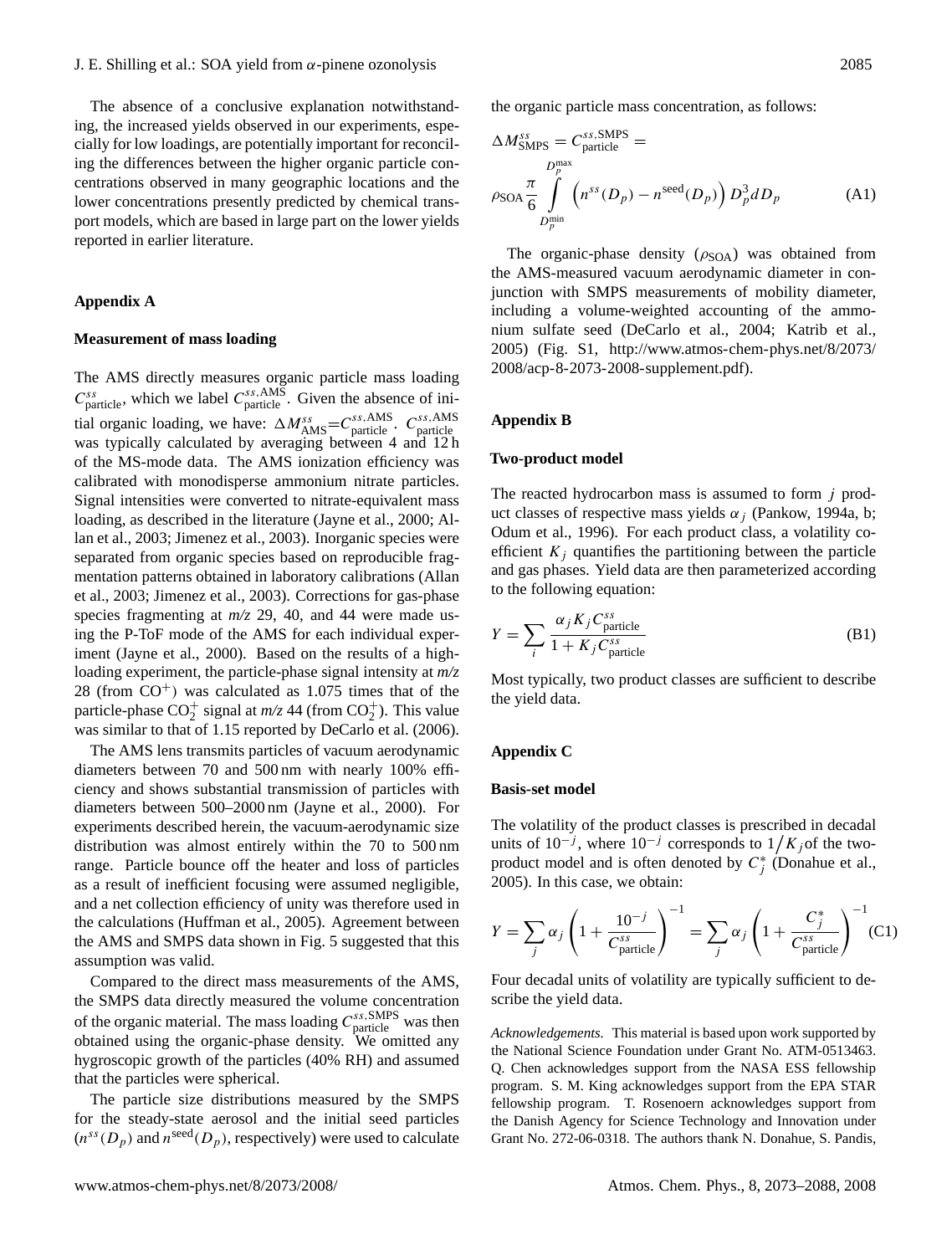The absence of a conclusive explanation notwithstanding, the increased yields observed in our experiments, especially for low loadings, are potentially important for reconciling the differences between the higher organic particle concentrations observed in many geographic locations and the lower concentrations presently predicted by chemical transport models, which are based in large part on the lower yields reported in earlier literature.

## Appendix A

### Measurement of mass loading

The AMS directly measures organic particle mass loading $C^{ss}_{\text{particle}}$, which we label $C^{ss,\text{AMS}}_{\text{particle}}$. Given the absence of initial organic loading, we have: $\Delta M^{ss}_{\text{AMS}}=C^{ss,\text{AMS}}_{\text{particle}}$. $C^{ss,\text{AMS}}_{\text{particle}}$ was typically calculated by averaging between 4 and 12 h of the MS-mode data. The AMS ionization efficiency was calibrated with monodisperse ammonium nitrate particles. Signal intensities were converted to nitrate-equivalent mass loading, as described in the literature (Jayne et al., 2000; Allan et al., 2003; Jimenez et al., 2003). Inorganic species were separated from organic species based on reproducible fragmentation patterns obtained in laboratory calibrations (Allan et al., 2003; Jimenez et al., 2003). Corrections for gas-phase species fragmenting at *m/z* 29, 40, and 44 were made using the P-ToF mode of the AMS for each individual experiment (Jayne et al., 2000). Based on the results of a high-loading experiment, the particle-phase signal intensity at *m/z* 28 (from $CO^+$) was calculated as 1.075 times that of the particle-phase $CO_2^+$ signal at *m/z* 44 (from $CO_2^+$). This value was similar to that of 1.15 reported by DeCarlo et al. (2006).

The AMS lens transmits particles of vacuum aerodynamic diameters between 70 and 500 nm with nearly 100% efficiency and shows substantial transmission of particles with diameters between 500–2000 nm (Jayne et al., 2000). For experiments described herein, the vacuum-aerodynamic size distribution was almost entirely within the 70 to 500 nm range. Particle bounce off the heater and loss of particles as a result of inefficient focusing were assumed negligible, and a net collection efficiency of unity was therefore used in the calculations (Huffman et al., 2005). Agreement between the AMS and SMPS data shown in Fig. 5 suggested that this assumption was valid.

Compared to the direct mass measurements of the AMS, the SMPS data directly measured the volume concentration of the organic material. The mass loading $C^{ss,\text{SMPS}}_{\text{particle}}$ was then obtained using the organic-phase density. We omitted any hygroscopic growth of the particles (40% RH) and assumed that the particles were spherical.

The particle size distributions measured by the SMPS for the steady-state aerosol and the initial seed particles ($n^{ss}(D_p)$ and $n^{\text{seed}}(D_p)$, respectively) were used to calculate the organic particle mass concentration, as follows:

$$\Delta M^{ss}_{\text{SMPS}} = C^{ss,\text{SMPS}}_{\text{particle}} = \rho_{\text{SOA}} \frac{\pi}{6} \int_{D_p^{\min}}^{D_p^{\max}} \left( n^{ss}(D_p) - n^{\text{seed}}(D_p) \right) D_p^3 dD_p \quad \text{(A1)}$$

The organic-phase density ($\rho_{\text{SOA}}$) was obtained from the AMS-measured vacuum aerodynamic diameter in conjunction with SMPS measurements of mobility diameter, including a volume-weighted accounting of the ammonium sulfate seed (DeCarlo et al., 2004; Katrib et al., 2005) (Fig. S1, http://www.atmos-chem-phys.net/8/2073/2008/acp-8-2073-2008-supplement.pdf).

## Appendix B

### Two-product model

The reacted hydrocarbon mass is assumed to form $j$ product classes of respective mass yields $\alpha_j$ (Pankow, 1994a, b; Odum et al., 1996). For each product class, a volatility coefficient $K_j$ quantifies the partitioning between the particle and gas phases. Yield data are then parameterized according to the following equation:

$$Y = \sum_i \frac{\alpha_j K_j C^{ss}_{\text{particle}}}{1 + K_j C^{ss}_{\text{particle}}} \quad \text{(B1)}$$

Most typically, two product classes are sufficient to describe the yield data.

## Appendix C

### Basis-set model

The volatility of the product classes is prescribed in decadal units of $10^{-j}$, where $10^{-j}$ corresponds to $1/K_j$ of the two-product model and is often denoted by $C^*_j$ (Donahue et al., 2005). In this case, we obtain:

$$Y = \sum_j \alpha_j \left( 1 + \frac{10^{-j}}{C^{ss}_{\text{particle}}} \right)^{-1} = \sum_j \alpha_j \left( 1 + \frac{C^*_j}{C^{ss}_{\text{particle}}} \right)^{-1} \quad \text{(C1)}$$

Four decadal units of volatility are typically sufficient to describe the yield data.

*Acknowledgements.* This material is based upon work supported by the National Science Foundation under Grant No. ATM-0513463. Q. Chen acknowledges support from the NASA ESS fellowship program. S. M. King acknowledges support from the EPA STAR fellowship program. T. Rosenoern acknowledges support from the Danish Agency for Science Technology and Innovation under Grant No. 272-06-0318. The authors thank N. Donahue, S. Pandis,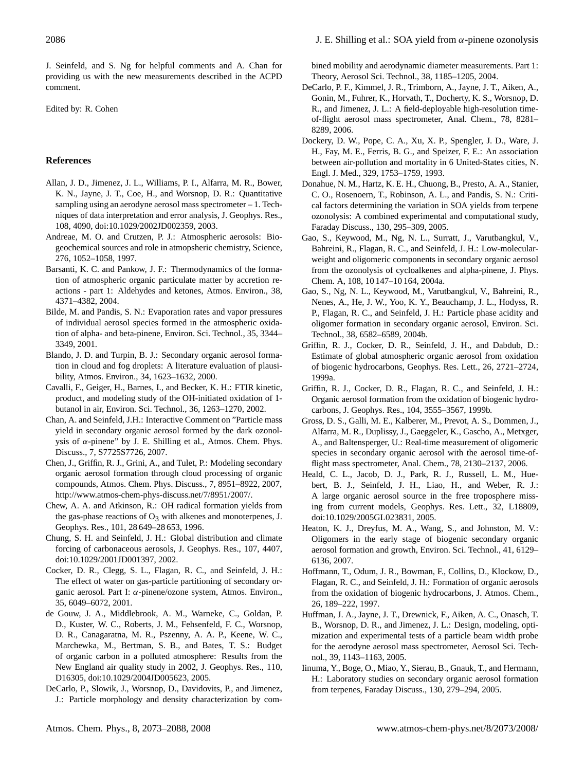J. Seinfeld, and S. Ng for helpful comments and A. Chan for providing us with the new measurements described in the ACPD comment.

Edited by: R. Cohen

## References

Allan, J. D., Jimenez, J. L., Williams, P. I., Alfarra, M. R., Bower, K. N., Jayne, J. T., Coe, H., and Worsnop, D. R.: Quantitative sampling using an aerodyne aerosol mass spectrometer – 1. Techniques of data interpretation and error analysis, J. Geophys. Res., 108, 4090, doi:10.1029/2002JD002359, 2003.

Andreae, M. O. and Crutzen, P. J.: Atmospheric aerosols: Biogeochemical sources and role in atmopsheric chemistry, Science, 276, 1052–1058, 1997.

Barsanti, K. C. and Pankow, J. F.: Thermodynamics of the formation of atmospheric organic particulate matter by accretion reactions - part 1: Aldehydes and ketones, Atmos. Environ., 38, 4371–4382, 2004.

Bilde, M. and Pandis, S. N.: Evaporation rates and vapor pressures of individual aerosol species formed in the atmospheric oxidation of alpha- and beta-pinene, Environ. Sci. Technol., 35, 3344–3349, 2001.

Blando, J. D. and Turpin, B. J.: Secondary organic aerosol formation in cloud and fog droplets: A literature evaluation of plausibility, Atmos. Environ., 34, 1623–1632, 2000.

Cavalli, F., Geiger, H., Barnes, I., and Becker, K. H.: FTIR kinetic, product, and modeling study of the OH-initiated oxidation of 1-butanol in air, Environ. Sci. Technol., 36, 1263–1270, 2002.

Chan, A. and Seinfeld, J.H.: Interactive Comment on "Particle mass yield in secondary organic aerosol formed by the dark ozonolysis of $\alpha$-pinene" by J. E. Shilling et al., Atmos. Chem. Phys. Discuss., 7, S7725S7726, 2007.

Chen, J., Griffin, R. J., Grini, A., and Tulet, P.: Modeling secondary organic aerosol formation through cloud processing of organic compounds, Atmos. Chem. Phys. Discuss., 7, 8951–8922, 2007, http://www.atmos-chem-phys-discuss.net/7/8951/2007/.

Chew, A. A. and Atkinson, R.: OH radical formation yields from the gas-phase reactions of $O_3$ with alkenes and monoterpenes, J. Geophys. Res., 101, 28 649–28 653, 1996.

Chung, S. H. and Seinfeld, J. H.: Global distribution and climate forcing of carbonaceous aerosols, J. Geophys. Res., 107, 4407, doi:10.1029/2001JD001397, 2002.

Cocker, D. R., Clegg, S. L., Flagan, R. C., and Seinfeld, J. H.: The effect of water on gas-particle partitioning of secondary organic aerosol. Part I: $\alpha$-pinene/ozone system, Atmos. Environ., 35, 6049–6072, 2001.

de Gouw, J. A., Middlebrook, A. M., Warneke, C., Goldan, P. D., Kuster, W. C., Roberts, J. M., Fehsenfeld, F. C., Worsnop, D. R., Canagaratna, M. R., Pszenny, A. A. P., Keene, W. C., Marchewka, M., Bertman, S. B., and Bates, T. S.: Budget of organic carbon in a polluted atmosphere: Results from the New England air quality study in 2002, J. Geophys. Res., 110, D16305, doi:10.1029/2004JD005623, 2005.

DeCarlo, P., Slowik, J., Worsnop, D., Davidovits, P., and Jimenez, J.: Particle morphology and density characterization by combined mobility and aerodynamic diameter measurements. Part 1: Theory, Aerosol Sci. Technol., 38, 1185–1205, 2004.

DeCarlo, P. F., Kimmel, J. R., Trimborn, A., Jayne, J. T., Aiken, A., Gonin, M., Fuhrer, K., Horvath, T., Docherty, K. S., Worsnop, D. R., and Jimenez, J. L.: A field-deployable high-resolution time-of-flight aerosol mass spectrometer, Anal. Chem., 78, 8281–8289, 2006.

Dockery, D. W., Pope, C. A., Xu, X. P., Spengler, J. D., Ware, J. H., Fay, M. E., Ferris, B. G., and Speizer, F. E.: An association between air-pollution and mortality in 6 United-States cities, N. Engl. J. Med., 329, 1753–1759, 1993.

Donahue, N. M., Hartz, K. E. H., Chuong, B., Presto, A. A., Stanier, C. O., Rosenoern, T., Robinson, A. L., and Pandis, S. N.: Critical factors determining the variation in SOA yields from terpene ozonolysis: A combined experimental and computational study, Faraday Discuss., 130, 295–309, 2005.

Gao, S., Keywood, M., Ng, N. L., Surratt, J., Varutbangkul, V., Bahreini, R., Flagan, R. C., and Seinfeld, J. H.: Low-molecular-weight and oligomeric components in secondary organic aerosol from the ozonolysis of cycloalkenes and alpha-pinene, J. Phys. Chem. A, 108, 10 147–10 164, 2004a.

Gao, S., Ng, N. L., Keywood, M., Varutbangkul, V., Bahreini, R., Nenes, A., He, J. W., Yoo, K. Y., Beauchamp, J. L., Hodyss, R. P., Flagan, R. C., and Seinfeld, J. H.: Particle phase acidity and oligomer formation in secondary organic aerosol, Environ. Sci. Technol., 38, 6582–6589, 2004b.

Griffin, R. J., Cocker, D. R., Seinfeld, J. H., and Dabdub, D.: Estimate of global atmospheric organic aerosol from oxidation of biogenic hydrocarbons, Geophys. Res. Lett., 26, 2721–2724, 1999a.

Griffin, R. J., Cocker, D. R., Flagan, R. C., and Seinfeld, J. H.: Organic aerosol formation from the oxidation of biogenic hydrocarbons, J. Geophys. Res., 104, 3555–3567, 1999b.

Gross, D. S., Galli, M. E., Kalberer, M., Prevot, A. S., Dommen, J., Alfarra, M. R., Duplissy, J., Gaeggeler, K., Gascho, A., Metzger, A., and Baltensperger, U.: Real-time measurement of oligomeric species in secondary organic aerosol with the aerosol time-of-flight mass spectrometer, Anal. Chem., 78, 2130–2137, 2006.

Heald, C. L., Jacob, D. J., Park, R. J., Russell, L. M., Huebert, B. J., Seinfeld, J. H., Liao, H., and Weber, R. J.: A large organic aerosol source in the free troposphere missing from current models, Geophys. Res. Lett., 32, L18809, doi:10.1029/2005GL023831, 2005.

Heaton, K. J., Dreyfus, M. A., Wang, S., and Johnston, M. V.: Oligomers in the early stage of biogenic secondary organic aerosol formation and growth, Environ. Sci. Technol., 41, 6129–6136, 2007.

Hoffmann, T., Odum, J. R., Bowman, F., Collins, D., Klockow, D., Flagan, R. C., and Seinfeld, J. H.: Formation of organic aerosols from the oxidation of biogenic hydrocarbons, J. Atmos. Chem., 26, 189–222, 1997.

Huffman, J. A., Jayne, J. T., Drewnick, F., Aiken, A. C., Onasch, T. B., Worsnop, D. R., and Jimenez, J. L.: Design, modeling, optimization and experimental tests of a particle beam width probe for the aerodyne aerosol mass spectrometer, Aerosol Sci. Technol., 39, 1143–1163, 2005.

Iinuma, Y., Boge, O., Miao, Y., Sierau, B., Gnauk, T., and Hermann, H.: Laboratory studies on secondary organic aerosol formation from terpenes, Faraday Discuss., 130, 279–294, 2005.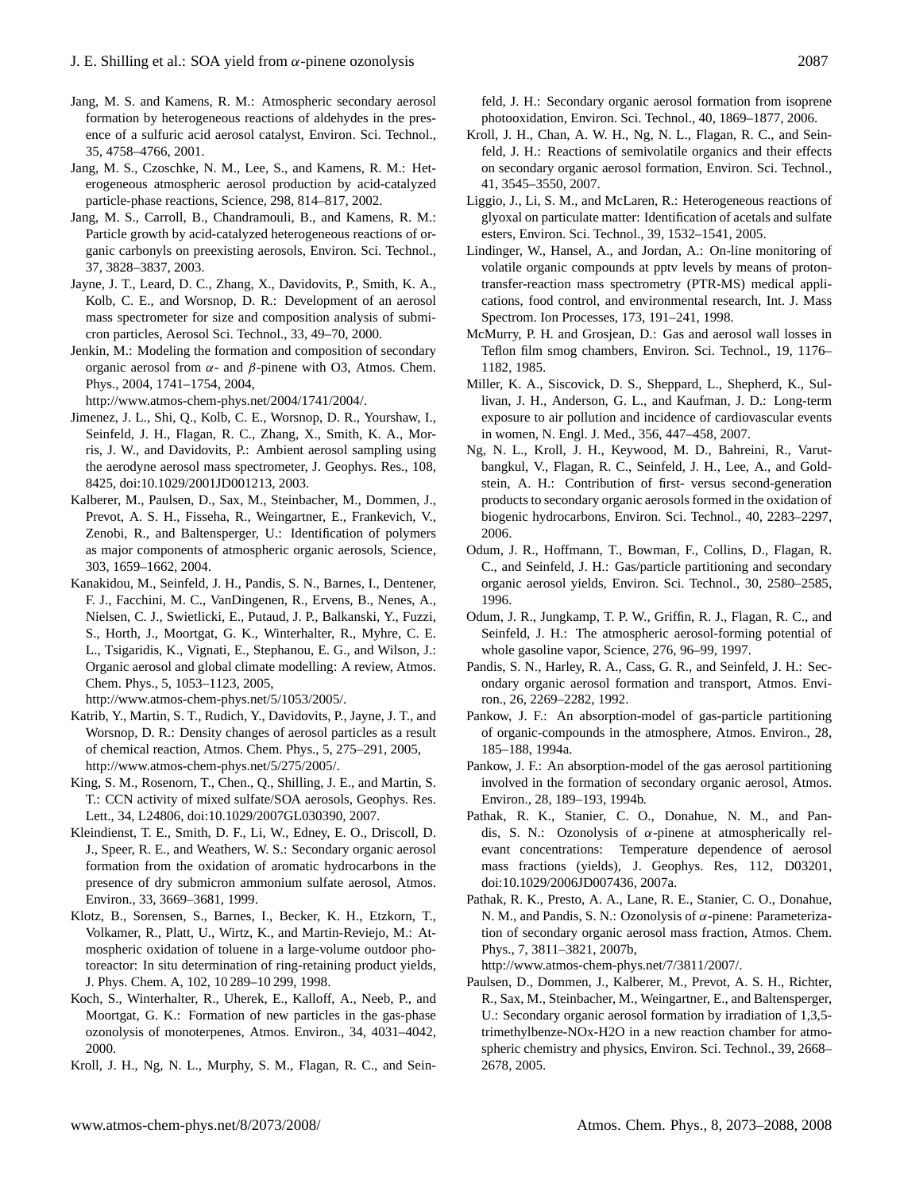Jang, M. S. and Kamens, R. M.: Atmospheric secondary aerosol formation by heterogeneous reactions of aldehydes in the presence of a sulfuric acid aerosol catalyst, Environ. Sci. Technol., 35, 4758–4766, 2001.

Jang, M. S., Czoschke, N. M., Lee, S., and Kamens, R. M.: Heterogeneous atmospheric aerosol production by acid-catalyzed particle-phase reactions, Science, 298, 814–817, 2002.

Jang, M. S., Carroll, B., Chandramouli, B., and Kamens, R. M.: Particle growth by acid-catalyzed heterogeneous reactions of organic carbonyls on preexisting aerosols, Environ. Sci. Technol., 37, 3828–3837, 2003.

Jayne, J. T., Leard, D. C., Zhang, X., Davidovits, P., Smith, K. A., Kolb, C. E., and Worsnop, D. R.: Development of an aerosol mass spectrometer for size and composition analysis of submicron particles, Aerosol Sci. Technol., 33, 49–70, 2000.

Jenkin, M.: Modeling the formation and composition of secondary organic aerosol from $\alpha$- and $\beta$-pinene with O3, Atmos. Chem. Phys., 2004, 1741–1754, 2004, http://www.atmos-chem-phys.net/2004/1741/2004/.

Jimenez, J. L., Shi, Q., Kolb, C. E., Worsnop, D. R., Yourshaw, I., Seinfeld, J. H., Flagan, R. C., Zhang, X., Smith, K. A., Morris, J. W., and Davidovits, P.: Ambient aerosol sampling using the aerodyne aerosol mass spectrometer, J. Geophys. Res., 108, 8425, doi:10.1029/2001JD001213, 2003.

Kalberer, M., Paulsen, D., Sax, M., Steinbacher, M., Dommen, J., Prevot, A. S. H., Fisseha, R., Weingartner, E., Frankevich, V., Zenobi, R., and Baltensperger, U.: Identification of polymers as major components of atmospheric organic aerosols, Science, 303, 1659–1662, 2004.

Kanakidou, M., Seinfeld, J. H., Pandis, S. N., Barnes, I., Dentener, F. J., Facchini, M. C., VanDingenen, R., Ervens, B., Nenes, A., Nielsen, C. J., Swietlicki, E., Putaud, J. P., Balkanski, Y., Fuzzi, S., Horth, J., Moortgat, G. K., Winterhalter, R., Myhre, C. E. L., Tsigaridis, K., Vignati, E., Stephanou, E. G., and Wilson, J.: Organic aerosol and global climate modelling: A review, Atmos. Chem. Phys., 5, 1053–1123, 2005, http://www.atmos-chem-phys.net/5/1053/2005/.

Katrib, Y., Martin, S. T., Rudich, Y., Davidovits, P., Jayne, J. T., and Worsnop, D. R.: Density changes of aerosol particles as a result of chemical reaction, Atmos. Chem. Phys., 5, 275–291, 2005, http://www.atmos-chem-phys.net/5/275/2005/.

King, S. M., Rosenorn, T., Chen., Q., Shilling, J. E., and Martin, S. T.: CCN activity of mixed sulfate/SOA aerosols, Geophys. Res. Lett., 34, L24806, doi:10.1029/2007GL030390, 2007.

Kleindienst, T. E., Smith, D. F., Li, W., Edney, E. O., Driscoll, D. J., Speer, R. E., and Weathers, W. S.: Secondary organic aerosol formation from the oxidation of aromatic hydrocarbons in the presence of dry submicron ammonium sulfate aerosol, Atmos. Environ., 33, 3669–3681, 1999.

Klotz, B., Sorensen, S., Barnes, I., Becker, K. H., Etzkorn, T., Volkamer, R., Platt, U., Wirtz, K., and Martin-Reviejo, M.: Atmospheric oxidation of toluene in a large-volume outdoor photoreactor: In situ determination of ring-retaining product yields, J. Phys. Chem. A, 102, 10 289–10 299, 1998.

Koch, S., Winterhalter, R., Uherek, E., Kalloff, A., Neeb, P., and Moortgat, G. K.: Formation of new particles in the gas-phase ozonolysis of monoterpenes, Atmos. Environ., 34, 4031–4042, 2000.

Kroll, J. H., Ng, N. L., Murphy, S. M., Flagan, R. C., and Seinfeld, J. H.: Secondary organic aerosol formation from isoprene photooxidation, Environ. Sci. Technol., 40, 1869–1877, 2006.

Kroll, J. H., Chan, A. W. H., Ng, N. L., Flagan, R. C., and Seinfeld, J. H.: Reactions of semivolatile organics and their effects on secondary organic aerosol formation, Environ. Sci. Technol., 41, 3545–3550, 2007.

Liggio, J., Li, S. M., and McLaren, R.: Heterogeneous reactions of glyoxal on particulate matter: Identification of acetals and sulfate esters, Environ. Sci. Technol., 39, 1532–1541, 2005.

Lindinger, W., Hansel, A., and Jordan, A.: On-line monitoring of volatile organic compounds at pptv levels by means of proton-transfer-reaction mass spectrometry (PTR-MS) medical applications, food control, and environmental research, Int. J. Mass Spectrom. Ion Processes, 173, 191–241, 1998.

McMurry, P. H. and Grosjean, D.: Gas and aerosol wall losses in Teflon film smog chambers, Environ. Sci. Technol., 19, 1176–1182, 1985.

Miller, K. A., Siscovick, D. S., Sheppard, L., Shepherd, K., Sullivan, J. H., Anderson, G. L., and Kaufman, J. D.: Long-term exposure to air pollution and incidence of cardiovascular events in women, N. Engl. J. Med., 356, 447–458, 2007.

Ng, N. L., Kroll, J. H., Keywood, M. D., Bahreini, R., Varutbangkul, V., Flagan, R. C., Seinfeld, J. H., Lee, A., and Goldstein, A. H.: Contribution of first- versus second-generation products to secondary organic aerosols formed in the oxidation of biogenic hydrocarbons, Environ. Sci. Technol., 40, 2283–2297, 2006.

Odum, J. R., Hoffmann, T., Bowman, F., Collins, D., Flagan, R. C., and Seinfeld, J. H.: Gas/particle partitioning and secondary organic aerosol yields, Environ. Sci. Technol., 30, 2580–2585, 1996.

Odum, J. R., Jungkamp, T. P. W., Griffin, R. J., Flagan, R. C., and Seinfeld, J. H.: The atmospheric aerosol-forming potential of whole gasoline vapor, Science, 276, 96–99, 1997.

Pandis, S. N., Harley, R. A., Cass, G. R., and Seinfeld, J. H.: Secondary organic aerosol formation and transport, Atmos. Environ., 26, 2269–2282, 1992.

Pankow, J. F.: An absorption-model of gas-particle partitioning of organic-compounds in the atmosphere, Atmos. Environ., 28, 185–188, 1994a.

Pankow, J. F.: An absorption-model of the gas aerosol partitioning involved in the formation of secondary organic aerosol, Atmos. Environ., 28, 189–193, 1994b.

Pathak, R. K., Stanier, C. O., Donahue, N. M., and Pandis, S. N.: Ozonolysis of $\alpha$-pinene at atmospherically relevant concentrations: Temperature dependence of aerosol mass fractions (yields), J. Geophys. Res, 112, D03201, doi:10.1029/2006JD007436, 2007a.

Pathak, R. K., Presto, A. A., Lane, R. E., Stanier, C. O., Donahue, N. M., and Pandis, S. N.: Ozonolysis of $\alpha$-pinene: Parameterization of secondary organic aerosol mass fraction, Atmos. Chem. Phys., 7, 3811–3821, 2007b, http://www.atmos-chem-phys.net/7/3811/2007/.

Paulsen, D., Dommen, J., Kalberer, M., Prevot, A. S. H., Richter, R., Sax, M., Steinbacher, M., Weingartner, E., and Baltensperger, U.: Secondary organic aerosol formation by irradiation of 1,3,5-trimethylbenze-NOx-H2O in a new reaction chamber for atmospheric chemistry and physics, Environ. Sci. Technol., 39, 2668–2678, 2005.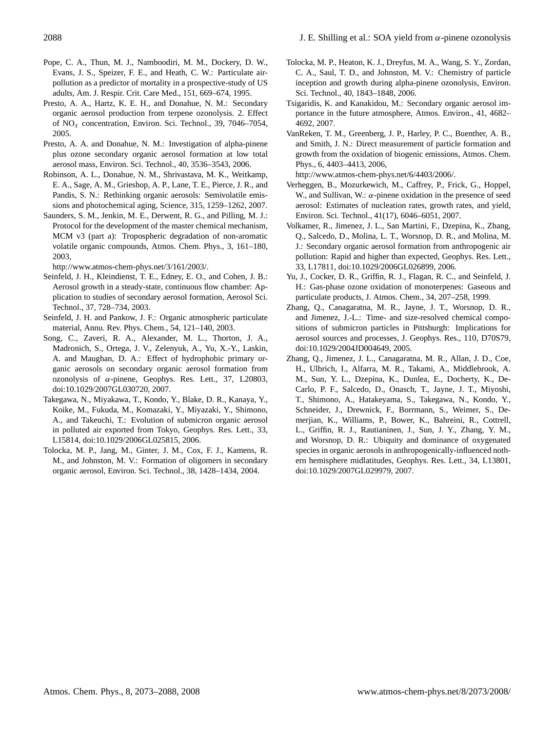Pope, C. A., Thun, M. J., Namboodiri, M. M., Dockery, D. W., Evans, J. S., Speizer, F. E., and Heath, C. W.: Particulate air-pollution as a predictor of mortality in a prospective-study of US adults, Am. J. Respir. Crit. Care Med., 151, 669–674, 1995.

Presto, A. A., Hartz, K. E. H., and Donahue, N. M.: Secondary organic aerosol production from terpene ozonolysis. 2. Effect of $NO_x$ concentration, Environ. Sci. Technol., 39, 7046–7054, 2005.

Presto, A. A. and Donahue, N. M.: Investigation of alpha-pinene plus ozone secondary organic aerosol formation at low total aerosol mass, Environ. Sci. Technol., 40, 3536–3543, 2006.

Robinson, A. L., Donahue, N. M., Shrivastava, M. K., Weitkamp, E. A., Sage, A. M., Grieshop, A. P., Lane, T. E., Pierce, J. R., and Pandis, S. N.: Rethinking organic aerosols: Semivolatile emissions and photochemical aging, Science, 315, 1259–1262, 2007.

Saunders, S. M., Jenkin, M. E., Derwent, R. G., and Pilling, M. J.: Protocol for the development of the master chemical mechanism, MCM v3 (part a): Tropospheric degradation of non-aromatic volatile organic compounds, Atmos. Chem. Phys., 3, 161–180, 2003, http://www.atmos-chem-phys.net/3/161/2003/.

Seinfeld, J. H., Kleindienst, T. E., Edney, E. O., and Cohen, J. B.: Aerosol growth in a steady-state, continuous flow chamber: Application to studies of secondary aerosol formation, Aerosol Sci. Technol., 37, 728–734, 2003.

Seinfeld, J. H. and Pankow, J. F.: Organic atmospheric particulate material, Annu. Rev. Phys. Chem., 54, 121–140, 2003.

Song, C., Zaveri, R. A., Alexander, M. L., Thorton, J. A., Madronich, S., Ortega, J. V., Zelenyuk, A., Yu, X.-Y., Laskin, A. and Maughan, D. A.: Effect of hydrophobic primary organic aerosols on secondary organic aerosol formation from ozonolysis of $\alpha$-pinene, Geophys. Res. Lett., 37, L20803, doi:10.1029/2007GL030720, 2007.

Takegawa, N., Miyakawa, T., Kondo, Y., Blake, D. R., Kanaya, Y., Koike, M., Fukuda, M., Komazaki, Y., Miyazaki, Y., Shimono, A., and Takeuchi, T.: Evolution of submicron organic aerosol in polluted air exported from Tokyo, Geophys. Res. Lett., 33, L15814, doi:10.1029/2006GL025815, 2006.

Tolocka, M. P., Jang, M., Ginter, J. M., Cox, F. J., Kamens, R. M., and Johnston, M. V.: Formation of oligomers in secondary organic aerosol, Environ. Sci. Technol., 38, 1428–1434, 2004.

Tolocka, M. P., Heaton, K. J., Dreyfus, M. A., Wang, S. Y., Zordan, C. A., Saul, T. D., and Johnston, M. V.: Chemistry of particle inception and growth during alpha-pinene ozonolysis, Environ. Sci. Technol., 40, 1843–1848, 2006.

Tsigaridis, K. and Kanakidou, M.: Secondary organic aerosol importance in the future atmosphere, Atmos. Environ., 41, 4682–4692, 2007.

VanReken, T. M., Greenberg, J. P., Harley, P. C., Buenther, A. B., and Smith, J. N.: Direct measurement of particle formation and growth from the oxidation of biogenic emissions, Atmos. Chem. Phys., 6, 4403–4413, 2006, http://www.atmos-chem-phys.net/6/4403/2006/.

Verheggen, B., Mozurkewich, M., Caffrey, P., Frick, G., Hoppel, W., and Sullivan, W.: $\alpha$-pinene oxidation in the presence of seed aerosol: Estimates of nucleation rates, growth rates, and yield, Environ. Sci. Technol., 41(17), 6046–6051, 2007.

Volkamer, R., Jimenez, J. L., San Martini, F., Dzepina, K., Zhang, Q., Salcedo, D., Molina, L. T., Worsnop, D. R., and Molina, M. J.: Secondary organic aerosol formation from anthropogenic air pollution: Rapid and higher than expected, Geophys. Res. Lett., 33, L17811, doi:10.1029/2006GL026899, 2006.

Yu, J., Cocker, D. R., Griffin, R. J., Flagan, R. C., and Seinfeld, J. H.: Gas-phase ozone oxidation of monoterpenes: Gaseous and particulate products, J. Atmos. Chem., 34, 207–258, 1999.

Zhang, Q., Canagaratna, M. R., Jayne, J. T., Worsnop, D. R., and Jimenez, J.-L.: Time- and size-resolved chemical compositions of submicron particles in Pittsburgh: Implications for aerosol sources and processes, J. Geophys. Res., 110, D70S79, doi:10.1029/2004JD004649, 2005.

Zhang, Q., Jimenez, J. L., Canagaratna, M. R., Allan, J. D., Coe, H., Ulbrich, I., Alfarra, M. R., Takami, A., Middlebrook, A. M., Sun, Y. L., Dzepina, K., Dunlea, E., Docherty, K., DeCarlo, P. F., Salcedo, D., Onasch, T., Jayne, J. T., Miyoshi, T., Shimono, A., Hatakeyama, S., Takegawa, N., Kondo, Y., Schneider, J., Drewnick, F., Borrmann, S., Weimer, S., Demerjian, K., Williams, P., Bower, K., Bahreini, R., Cottrell, L., Griffin, R. J., Rautianinen, J., Sun, J. Y., Zhang, Y. M., and Worsnop, D. R.: Ubiquity and dominance of oxygenated species in organic aerosols in anthropogenically-influenced nothern hemisphere midlatitudes, Geophys. Res. Lett., 34, L13801, doi:10.1029/2007GL029979, 2007.